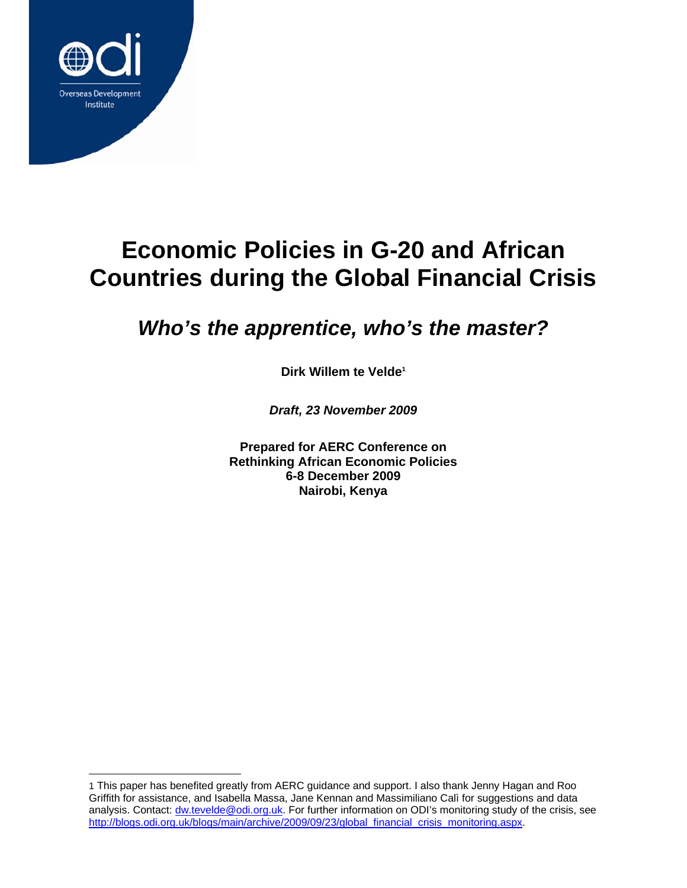# Economic Policies in G-20 and African Countries during the Global Financial Crisis

## *Who's the apprentice, who's the master?*

**Dirk Willem te Velde[1]**

***Draft, 23 November 2009***

**Prepared for AERC Conference on**
**Rethinking African Economic Policies**
**6-8 December 2009**
**Nairobi, Kenya**

---

1 This paper has benefited greatly from AERC guidance and support. I also thank Jenny Hagan and Roo Griffith for assistance, and Isabella Massa, Jane Kennan and Massimiliano Calì for suggestions and data analysis. Contact: dw.tevelde@odi.org.uk. For further information on ODI's monitoring study of the crisis, see http://blogs.odi.org.uk/blogs/main/archive/2009/09/23/global_financial_crisis_monitoring.aspx.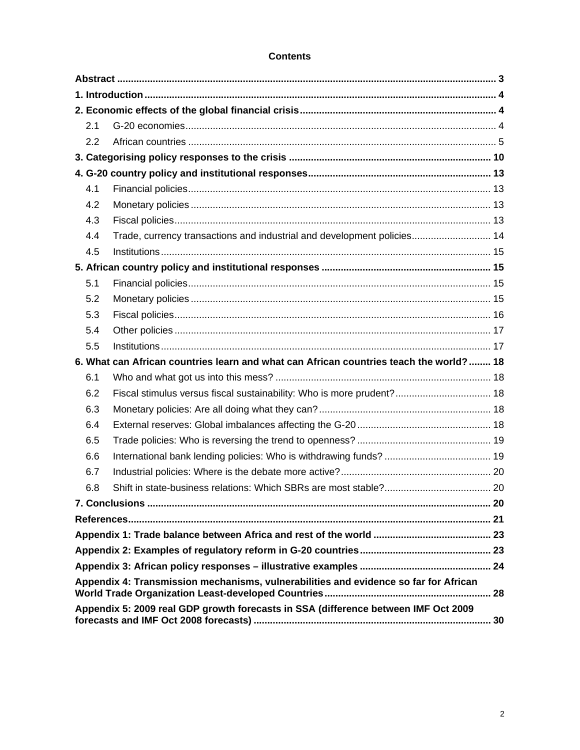**Contents**

| | | |
|---|---|---|
| **Abstract** | | **3** |
| **1. Introduction** | | **4** |
| **2. Economic effects of the global financial crisis** | | **4** |
| 2.1 | G-20 economies | 4 |
| 2.2 | African countries | 5 |
| **3. Categorising policy responses to the crisis** | | **10** |
| **4. G-20 country policy and institutional responses** | | **13** |
| 4.1 | Financial policies | 13 |
| 4.2 | Monetary policies | 13 |
| 4.3 | Fiscal policies | 13 |
| 4.4 | Trade, currency transactions and industrial and development policies | 14 |
| 4.5 | Institutions | 15 |
| **5. African country policy and institutional responses** | | **15** |
| 5.1 | Financial policies | 15 |
| 5.2 | Monetary policies | 15 |
| 5.3 | Fiscal policies | 16 |
| 5.4 | Other policies | 17 |
| 5.5 | Institutions | 17 |
| **6. What can African countries learn and what can African countries teach the world?** | | **18** |
| 6.1 | Who and what got us into this mess? | 18 |
| 6.2 | Fiscal stimulus versus fiscal sustainability: Who is more prudent? | 18 |
| 6.3 | Monetary policies: Are all doing what they can? | 18 |
| 6.4 | External reserves: Global imbalances affecting the G-20 | 18 |
| 6.5 | Trade policies: Who is reversing the trend to openness? | 19 |
| 6.6 | International bank lending policies: Who is withdrawing funds? | 19 |
| 6.7 | Industrial policies: Where is the debate more active? | 20 |
| 6.8 | Shift in state-business relations: Which SBRs are most stable? | 20 |
| **7. Conclusions** | | **20** |
| **References** | | **21** |
| **Appendix 1: Trade balance between Africa and rest of the world** | | **23** |
| **Appendix 2: Examples of regulatory reform in G-20 countries** | | **23** |
| **Appendix 3: African policy responses – illustrative examples** | | **24** |
| **Appendix 4: Transmission mechanisms, vulnerabilities and evidence so far for African World Trade Organization Least-developed Countries** | | **28** |
| **Appendix 5: 2009 real GDP growth forecasts in SSA (difference between IMF Oct 2009 forecasts and IMF Oct 2008 forecasts)** | | **30** |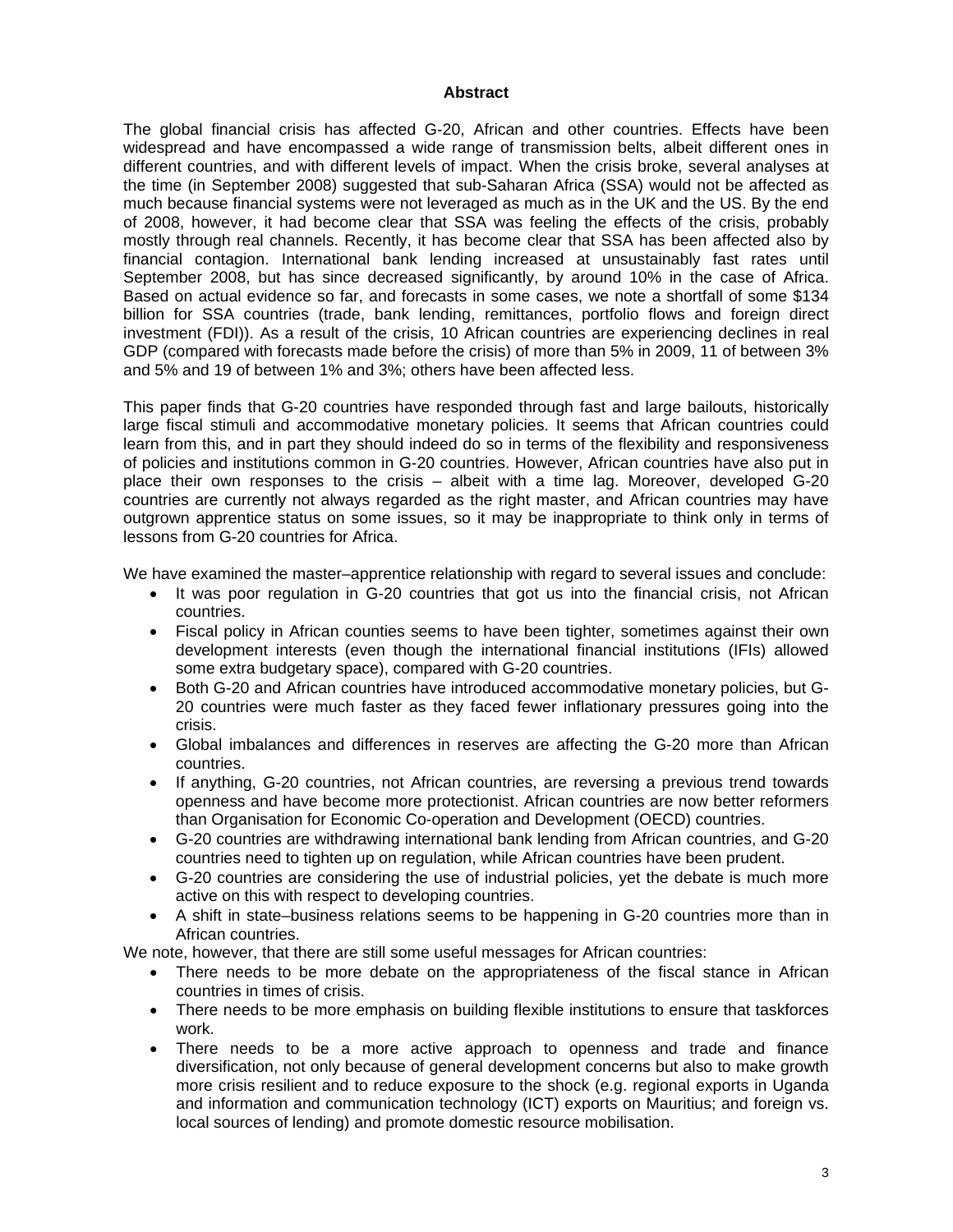## Abstract

The global financial crisis has affected G-20, African and other countries. Effects have been widespread and have encompassed a wide range of transmission belts, albeit different ones in different countries, and with different levels of impact. When the crisis broke, several analyses at the time (in September 2008) suggested that sub-Saharan Africa (SSA) would not be affected as much because financial systems were not leveraged as much as in the UK and the US. By the end of 2008, however, it had become clear that SSA was feeling the effects of the crisis, probably mostly through real channels. Recently, it has become clear that SSA has been affected also by financial contagion. International bank lending increased at unsustainably fast rates until September 2008, but has since decreased significantly, by around 10% in the case of Africa. Based on actual evidence so far, and forecasts in some cases, we note a shortfall of some $134 billion for SSA countries (trade, bank lending, remittances, portfolio flows and foreign direct investment (FDI)). As a result of the crisis, 10 African countries are experiencing declines in real GDP (compared with forecasts made before the crisis) of more than 5% in 2009, 11 of between 3% and 5% and 19 of between 1% and 3%; others have been affected less.

This paper finds that G-20 countries have responded through fast and large bailouts, historically large fiscal stimuli and accommodative monetary policies. It seems that African countries could learn from this, and in part they should indeed do so in terms of the flexibility and responsiveness of policies and institutions common in G-20 countries. However, African countries have also put in place their own responses to the crisis – albeit with a time lag. Moreover, developed G-20 countries are currently not always regarded as the right master, and African countries may have outgrown apprentice status on some issues, so it may be inappropriate to think only in terms of lessons from G-20 countries for Africa.

We have examined the master–apprentice relationship with regard to several issues and conclude:

- It was poor regulation in G-20 countries that got us into the financial crisis, not African countries.
- Fiscal policy in African counties seems to have been tighter, sometimes against their own development interests (even though the international financial institutions (IFIs) allowed some extra budgetary space), compared with G-20 countries.
- Both G-20 and African countries have introduced accommodative monetary policies, but G-20 countries were much faster as they faced fewer inflationary pressures going into the crisis.
- Global imbalances and differences in reserves are affecting the G-20 more than African countries.
- If anything, G-20 countries, not African countries, are reversing a previous trend towards openness and have become more protectionist. African countries are now better reformers than Organisation for Economic Co-operation and Development (OECD) countries.
- G-20 countries are withdrawing international bank lending from African countries, and G-20 countries need to tighten up on regulation, while African countries have been prudent.
- G-20 countries are considering the use of industrial policies, yet the debate is much more active on this with respect to developing countries.
- A shift in state–business relations seems to be happening in G-20 countries more than in African countries.

We note, however, that there are still some useful messages for African countries:

- There needs to be more debate on the appropriateness of the fiscal stance in African countries in times of crisis.
- There needs to be more emphasis on building flexible institutions to ensure that taskforces work.
- There needs to be a more active approach to openness and trade and finance diversification, not only because of general development concerns but also to make growth more crisis resilient and to reduce exposure to the shock (e.g. regional exports in Uganda and information and communication technology (ICT) exports on Mauritius; and foreign vs. local sources of lending) and promote domestic resource mobilisation.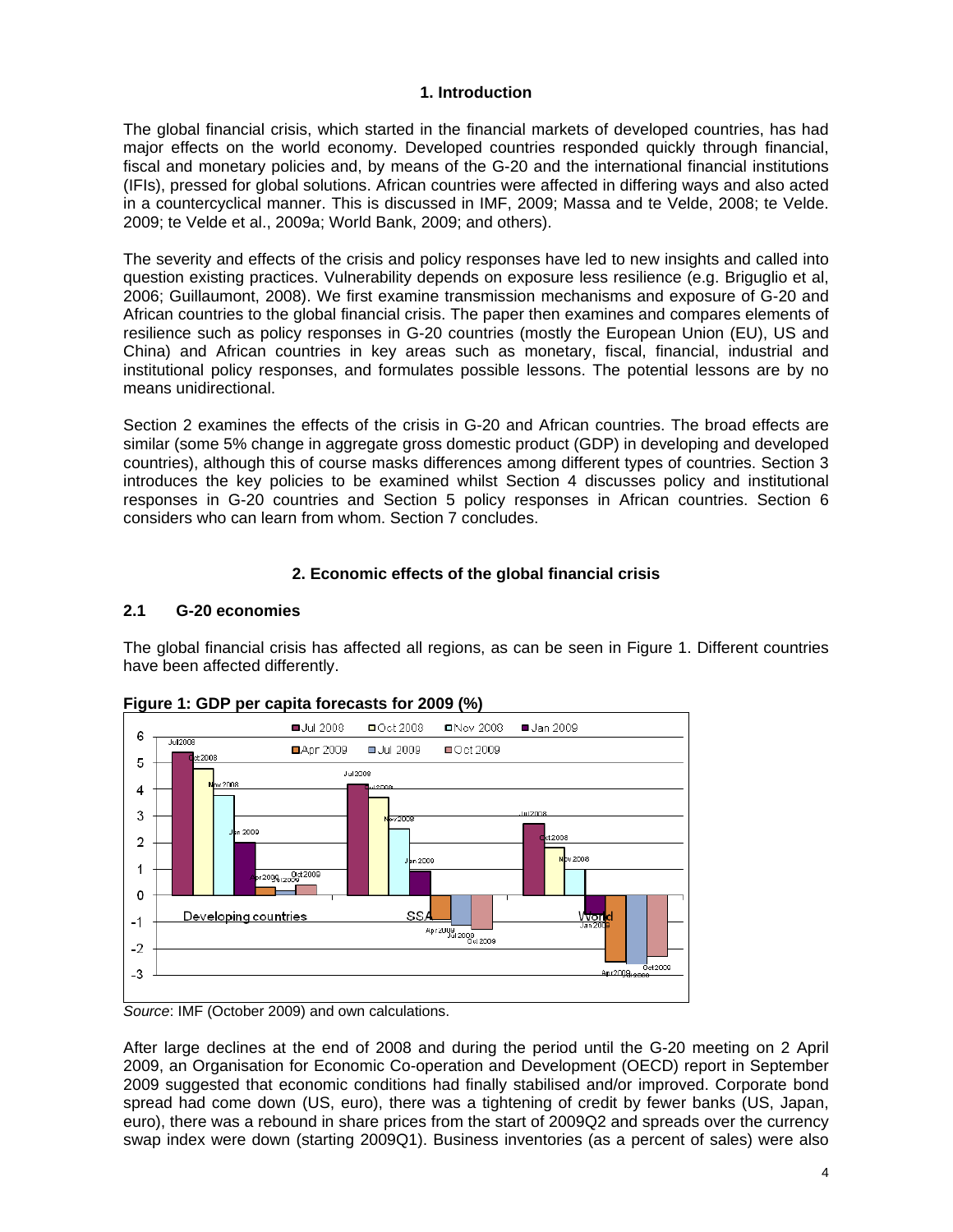## 1. Introduction

The global financial crisis, which started in the financial markets of developed countries, has had major effects on the world economy. Developed countries responded quickly through financial, fiscal and monetary policies and, by means of the G-20 and the international financial institutions (IFIs), pressed for global solutions. African countries were affected in differing ways and also acted in a countercyclical manner. This is discussed in IMF, 2009; Massa and te Velde, 2008; te Velde. 2009; te Velde et al., 2009a; World Bank, 2009; and others).

The severity and effects of the crisis and policy responses have led to new insights and called into question existing practices. Vulnerability depends on exposure less resilience (e.g. Briguglio et al, 2006; Guillaumont, 2008). We first examine transmission mechanisms and exposure of G-20 and African countries to the global financial crisis. The paper then examines and compares elements of resilience such as policy responses in G-20 countries (mostly the European Union (EU), US and China) and African countries in key areas such as monetary, fiscal, financial, industrial and institutional policy responses, and formulates possible lessons. The potential lessons are by no means unidirectional.

Section 2 examines the effects of the crisis in G-20 and African countries. The broad effects are similar (some 5% change in aggregate gross domestic product (GDP) in developing and developed countries), although this of course masks differences among different types of countries. Section 3 introduces the key policies to be examined whilst Section 4 discusses policy and institutional responses in G-20 countries and Section 5 policy responses in African countries. Section 6 considers who can learn from whom. Section 7 concludes.

## 2. Economic effects of the global financial crisis

### 2.1 G-20 economies

The global financial crisis has affected all regions, as can be seen in Figure 1. Different countries have been affected differently.

**Figure 1: GDP per capita forecasts for 2009 (%)**

| | Jul 2008 | Oct 2008 | Nov 2008 | Jan 2009 | Apr 2009 | Jul 2009 | Oct 2009 |
|---|---|---|---|---|---|---|---|
| Developing countries | ~5.4 | ~4.8 | ~3.8 | ~2.0 | ~0.3 | ~0.2 | ~0.4 |
| SSA | ~4.2 | ~3.7 | ~2.5 | ~0.9 | ~-0.9 | ~-1.1 | ~-1.3 |
| World | ~2.7 | ~1.8 | ~1.0 | ~-0.7 | ~-2.5 | ~-2.6 | ~-2.3 |

*Source*: IMF (October 2009) and own calculations.

After large declines at the end of 2008 and during the period until the G-20 meeting on 2 April 2009, an Organisation for Economic Co-operation and Development (OECD) report in September 2009 suggested that economic conditions had finally stabilised and/or improved. Corporate bond spread had come down (US, euro), there was a tightening of credit by fewer banks (US, Japan, euro), there was a rebound in share prices from the start of 2009Q2 and spreads over the currency swap index were down (starting 2009Q1). Business inventories (as a percent of sales) were also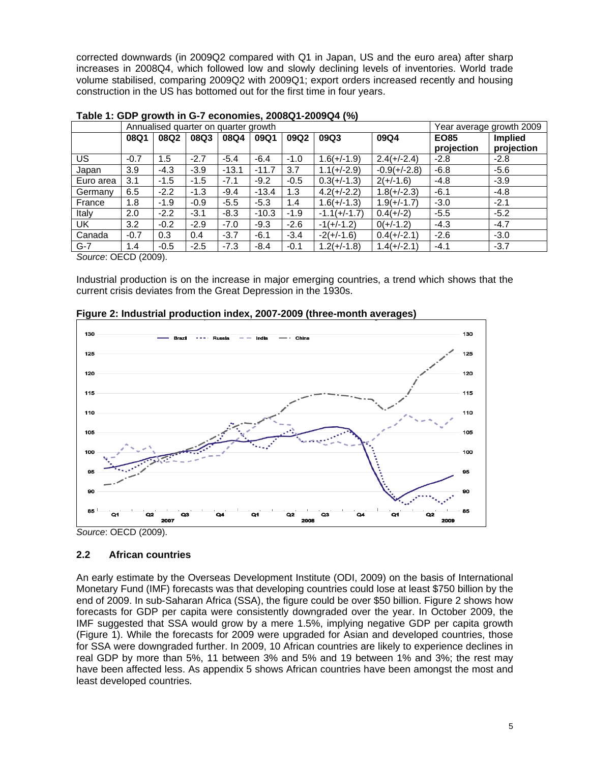corrected downwards (in 2009Q2 compared with Q1 in Japan, US and the euro area) after sharp increases in 2008Q4, which followed low and slowly declining levels of inventories. World trade volume stabilised, comparing 2009Q2 with 2009Q1; export orders increased recently and housing construction in the US has bottomed out for the first time in four years.

**Table 1: GDP growth in G-7 economies, 2008Q1-2009Q4 (%)**

| | Annualised quarter on quarter growth | | | | | | | | Year average growth 2009 | |
|---|---|---|---|---|---|---|---|---|---|---|
| | **08Q1** | **08Q2** | **08Q3** | **08Q4** | **09Q1** | **09Q2** | **09Q3** | **09Q4** | **EO85 projection** | **Implied projection** |
| US | -0.7 | 1.5 | -2.7 | -5.4 | -6.4 | -1.0 | 1.6(+/-1.9) | 2.4(+/-2.4) | -2.8 | -2.8 |
| Japan | 3.9 | -4.3 | -3.9 | -13.1 | -11.7 | 3.7 | 1.1(+/-2.9) | -0.9(+/-2.8) | -6.8 | -5.6 |
| Euro area | 3.1 | -1.5 | -1.5 | -7.1 | -9.2 | -0.5 | 0.3(+/-1.3) | 2(+/-1.6) | -4.8 | -3.9 |
| Germany | 6.5 | -2.2 | -1.3 | -9.4 | -13.4 | 1.3 | 4.2(+/-2.2) | 1.8(+/-2.3) | -6.1 | -4.8 |
| France | 1.8 | -1.9 | -0.9 | -5.5 | -5.3 | 1.4 | 1.6(+/-1.3) | 1.9(+/-1.7) | -3.0 | -2.1 |
| Italy | 2.0 | -2.2 | -3.1 | -8.3 | -10.3 | -1.9 | -1.1(+/-1.7) | 0.4(+/-2) | -5.5 | -5.2 |
| UK | 3.2 | -0.2 | -2.9 | -7.0 | -9.3 | -2.6 | -1(+/-1.2) | 0(+/-1.2) | -4.3 | -4.7 |
| Canada | -0.7 | 0.3 | 0.4 | -3.7 | -6.1 | -3.4 | -2(+/-1.6) | 0.4(+/-2.1) | -2.6 | -3.0 |
| G-7 | 1.4 | -0.5 | -2.5 | -7.3 | -8.4 | -0.1 | 1.2(+/-1.8) | 1.4(+/-2.1) | -4.1 | -3.7 |

*Source*: OECD (2009).

Industrial production is on the increase in major emerging countries, a trend which shows that the current crisis deviates from the Great Depression in the 1930s.

**Figure 2: Industrial production index, 2007-2009 (three-month averages)**

*Source*: OECD (2009).

## 2.2 African countries

An early estimate by the Overseas Development Institute (ODI, 2009) on the basis of International Monetary Fund (IMF) forecasts was that developing countries could lose at least $750 billion by the end of 2009. In sub-Saharan Africa (SSA), the figure could be over $50 billion. Figure 2 shows how forecasts for GDP per capita were consistently downgraded over the year. In October 2009, the IMF suggested that SSA would grow by a mere 1.5%, implying negative GDP per capita growth (Figure 1). While the forecasts for 2009 were upgraded for Asian and developed countries, those for SSA were downgraded further. In 2009, 10 African countries are likely to experience declines in real GDP by more than 5%, 11 between 3% and 5% and 19 between 1% and 3%; the rest may have been affected less. As appendix 5 shows African countries have been amongst the most and least developed countries.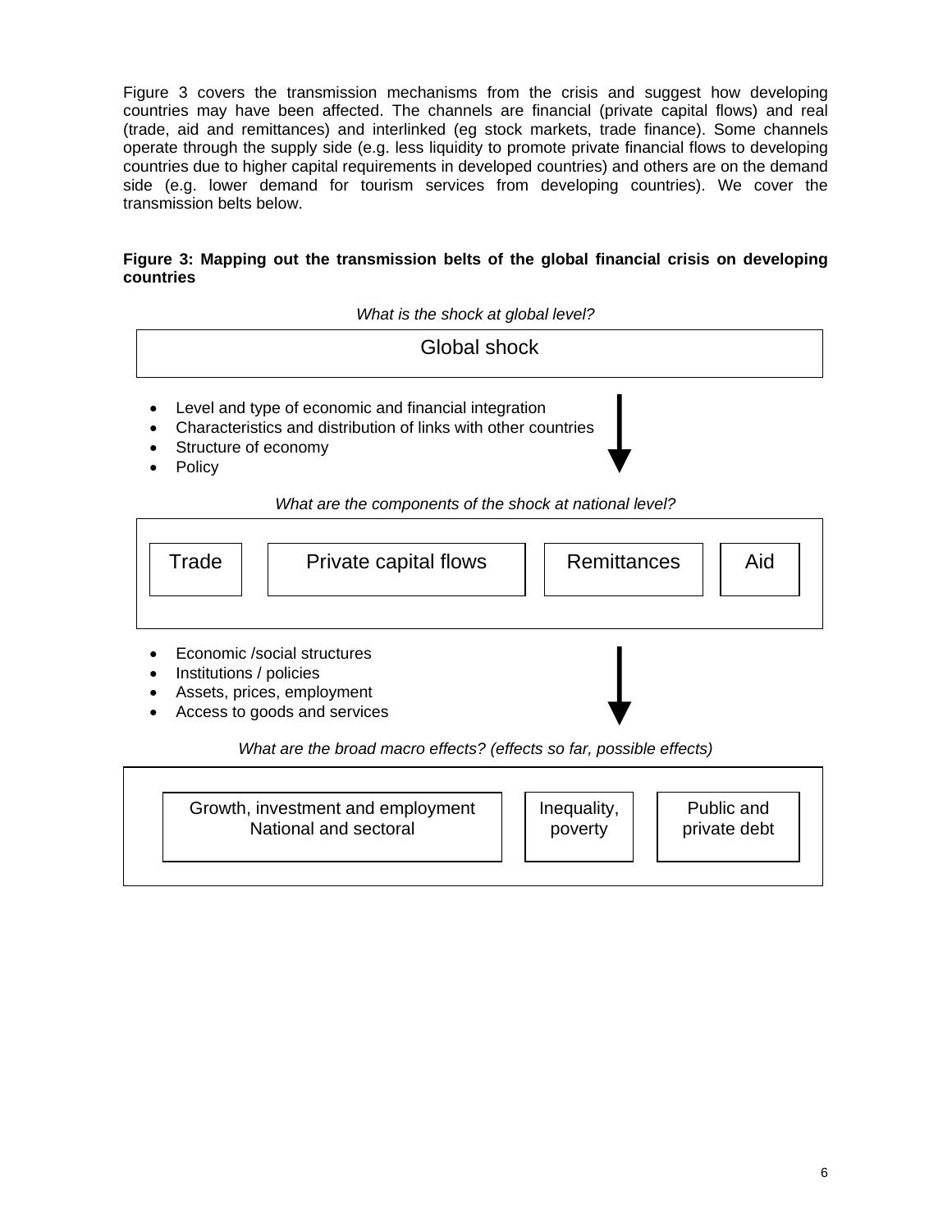Figure 3 covers the transmission mechanisms from the crisis and suggest how developing countries may have been affected. The channels are financial (private capital flows) and real (trade, aid and remittances) and interlinked (eg stock markets, trade finance). Some channels operate through the supply side (e.g. less liquidity to promote private financial flows to developing countries due to higher capital requirements in developed countries) and others are on the demand side (e.g. lower demand for tourism services from developing countries). We cover the transmission belts below.

**Figure 3: Mapping out the transmission belts of the global financial crisis on developing countries**

*What is the shock at global level?*

Global shock

- Level and type of economic and financial integration
- Characteristics and distribution of links with other countries
- Structure of economy
- Policy

*What are the components of the shock at national level?*

Trade | Private capital flows | Remittances | Aid

- Economic /social structures
- Institutions / policies
- Assets, prices, employment
- Access to goods and services

*What are the broad macro effects? (effects so far, possible effects)*

Growth, investment and employment National and sectoral | Inequality, poverty | Public and private debt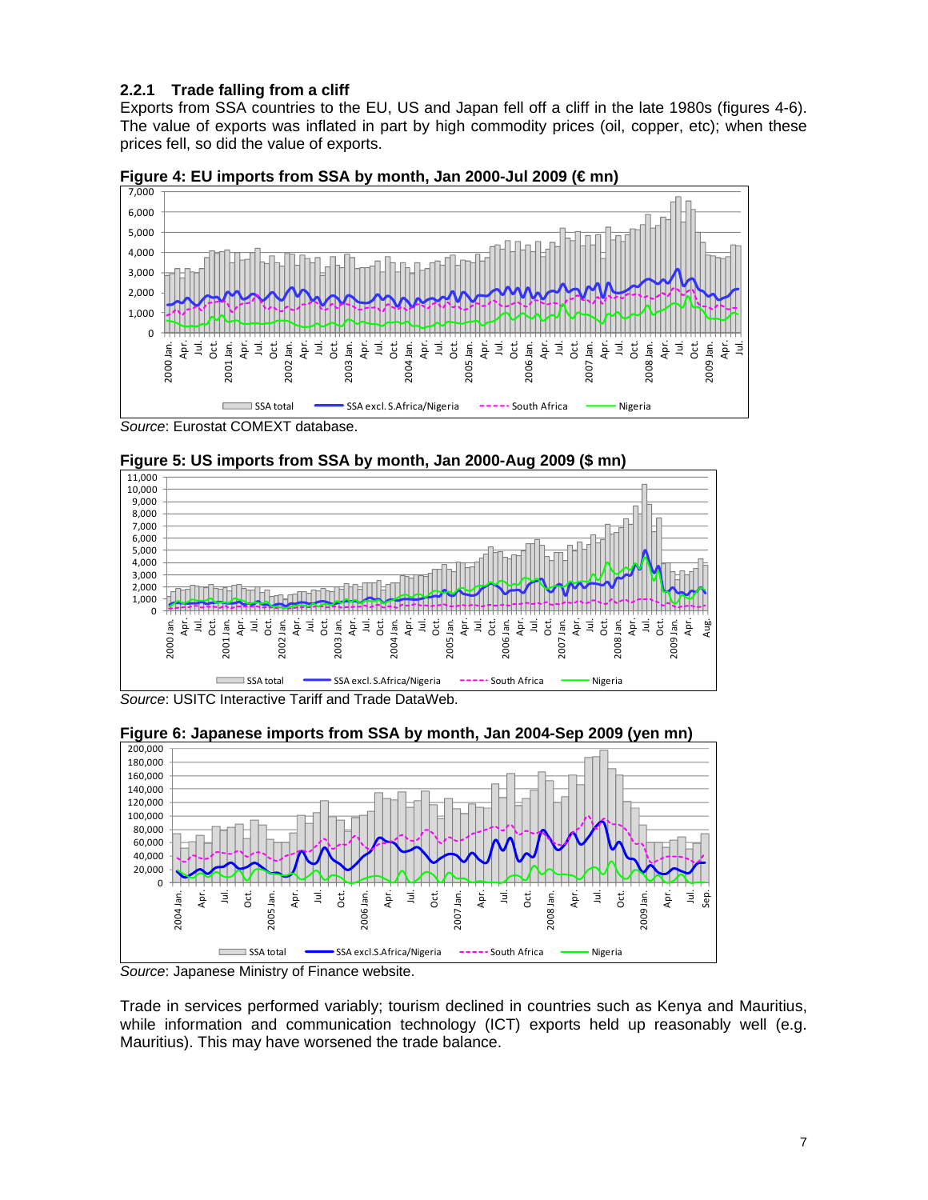### 2.2.1 Trade falling from a cliff

Exports from SSA countries to the EU, US and Japan fell off a cliff in the late 1980s (figures 4-6). The value of exports was inflated in part by high commodity prices (oil, copper, etc); when these prices fell, so did the value of exports.

**Figure 4: EU imports from SSA by month, Jan 2000-Jul 2009 (€ mn)**

*Source*: Eurostat COMEXT database.

**Figure 5: US imports from SSA by month, Jan 2000-Aug 2009 ($ mn)**

*Source*: USITC Interactive Tariff and Trade DataWeb.

**Figure 6: Japanese imports from SSA by month, Jan 2004-Sep 2009 (yen mn)**

*Source*: Japanese Ministry of Finance website.

Trade in services performed variably; tourism declined in countries such as Kenya and Mauritius, while information and communication technology (ICT) exports held up reasonably well (e.g. Mauritius). This may have worsened the trade balance.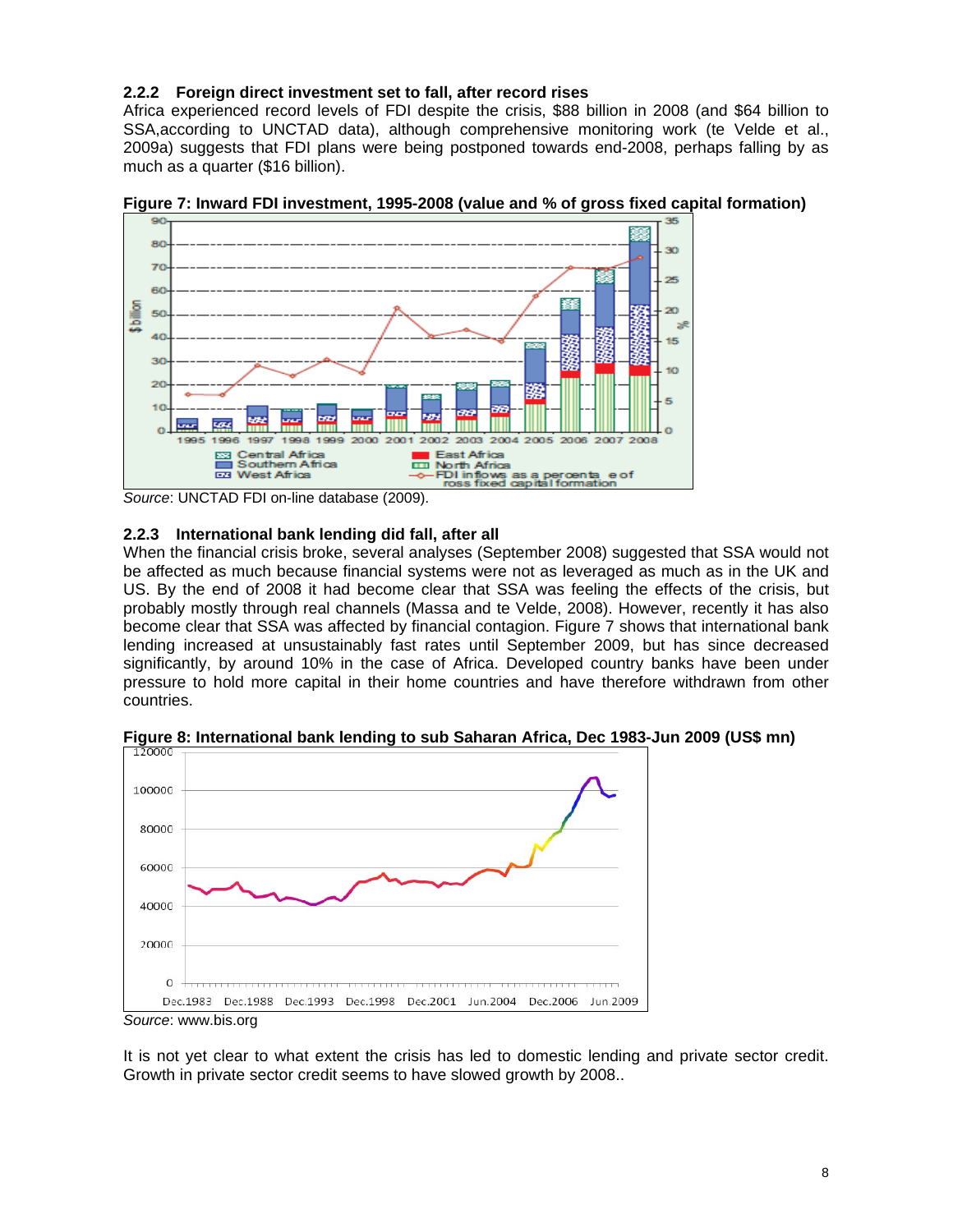### 2.2.2 Foreign direct investment set to fall, after record rises

Africa experienced record levels of FDI despite the crisis, $88 billion in 2008 (and $64 billion to SSA,according to UNCTAD data), although comprehensive monitoring work (te Velde et al., 2009a) suggests that FDI plans were being postponed towards end-2008, perhaps falling by as much as a quarter ($16 billion).

**Figure 7: Inward FDI investment, 1995-2008 (value and % of gross fixed capital formation)**

*Source*: UNCTAD FDI on-line database (2009).

### 2.2.3 International bank lending did fall, after all

When the financial crisis broke, several analyses (September 2008) suggested that SSA would not be affected as much because financial systems were not as leveraged as much as in the UK and US. By the end of 2008 it had become clear that SSA was feeling the effects of the crisis, but probably mostly through real channels (Massa and te Velde, 2008). However, recently it has also become clear that SSA was affected by financial contagion. Figure 7 shows that international bank lending increased at unsustainably fast rates until September 2009, but has since decreased significantly, by around 10% in the case of Africa. Developed country banks have been under pressure to hold more capital in their home countries and have therefore withdrawn from other countries.

**Figure 8: International bank lending to sub Saharan Africa, Dec 1983-Jun 2009 (US$ mn)**

*Source*: www.bis.org

It is not yet clear to what extent the crisis has led to domestic lending and private sector credit. Growth in private sector credit seems to have slowed growth by 2008..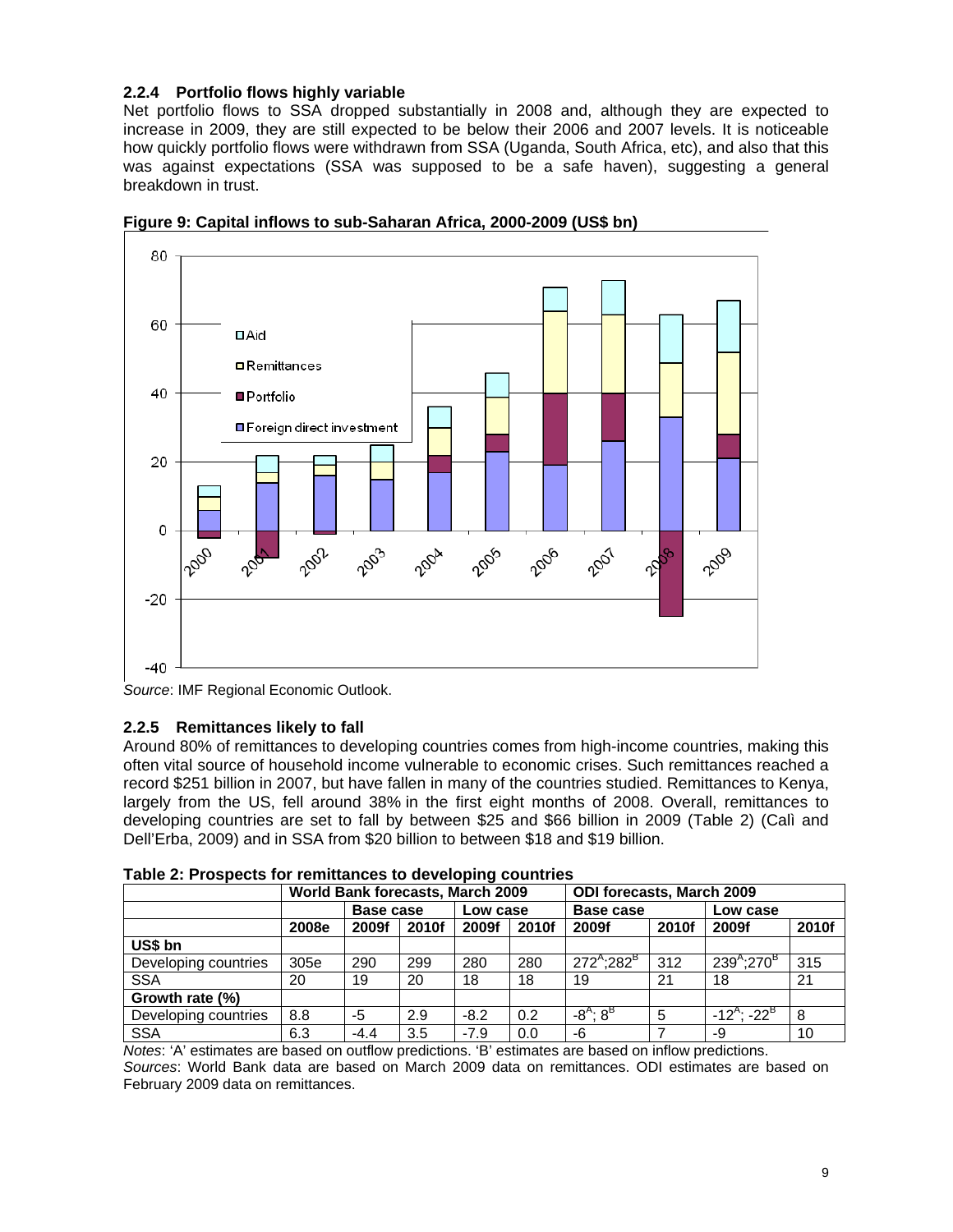### 2.2.4 Portfolio flows highly variable

Net portfolio flows to SSA dropped substantially in 2008 and, although they are expected to increase in 2009, they are still expected to be below their 2006 and 2007 levels. It is noticeable how quickly portfolio flows were withdrawn from SSA (Uganda, South Africa, etc), and also that this was against expectations (SSA was supposed to be a safe haven), suggesting a general breakdown in trust.

**Figure 9: Capital inflows to sub-Saharan Africa, 2000-2009 (US$ bn)**

*Source*: IMF Regional Economic Outlook.

### 2.2.5 Remittances likely to fall

Around 80% of remittances to developing countries comes from high-income countries, making this often vital source of household income vulnerable to economic crises. Such remittances reached a record $251 billion in 2007, but have fallen in many of the countries studied. Remittances to Kenya, largely from the US, fell around 38% in the first eight months of 2008. Overall, remittances to developing countries are set to fall by between $25 and $66 billion in 2009 (Table 2) (Calì and Dell'Erba, 2009) and in SSA from $20 billion to between $18 and $19 billion.

**Table 2: Prospects for remittances to developing countries**

| | World Bank forecasts, March 2009 | | | | | ODI forecasts, March 2009 | | | |
|---|---|---|---|---|---|---|---|---|---|
| | | Base case | | Low case | | Base case | | Low case | |
| | 2008e | 2009f | 2010f | 2009f | 2010f | 2009f | 2010f | 2009f | 2010f |
| **US$ bn** | | | | | | | | | |
| Developing countries | 305e | 290 | 299 | 280 | 280 | 272[A];282[B] | 312 | 239[A];270[B] | 315 |
| SSA | 20 | 19 | 20 | 18 | 18 | 19 | 21 | 18 | 21 |
| **Growth rate (%)** | | | | | | | | | |
| Developing countries | 8.8 | -5 | 2.9 | -8.2 | 0.2 | -8[A]; 8[B] | 5 | -12[A]; -22[B] | 8 |
| SSA | 6.3 | -4.4 | 3.5 | -7.9 | 0.0 | -6 | 7 | -9 | 10 |

*Notes*: 'A' estimates are based on outflow predictions. 'B' estimates are based on inflow predictions.
*Sources*: World Bank data are based on March 2009 data on remittances. ODI estimates are based on February 2009 data on remittances.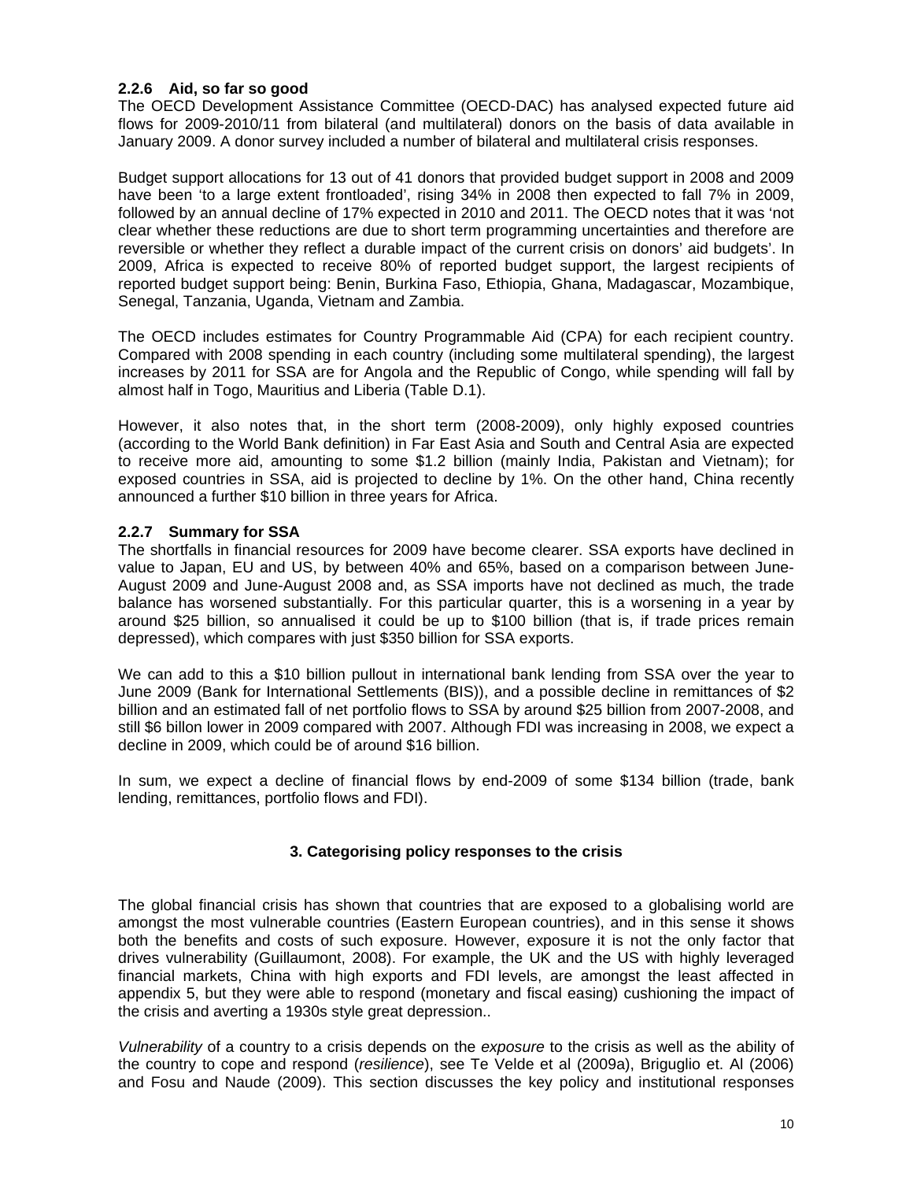### 2.2.6 Aid, so far so good

The OECD Development Assistance Committee (OECD-DAC) has analysed expected future aid flows for 2009-2010/11 from bilateral (and multilateral) donors on the basis of data available in January 2009. A donor survey included a number of bilateral and multilateral crisis responses.

Budget support allocations for 13 out of 41 donors that provided budget support in 2008 and 2009 have been 'to a large extent frontloaded', rising 34% in 2008 then expected to fall 7% in 2009, followed by an annual decline of 17% expected in 2010 and 2011. The OECD notes that it was 'not clear whether these reductions are due to short term programming uncertainties and therefore are reversible or whether they reflect a durable impact of the current crisis on donors' aid budgets'. In 2009, Africa is expected to receive 80% of reported budget support, the largest recipients of reported budget support being: Benin, Burkina Faso, Ethiopia, Ghana, Madagascar, Mozambique, Senegal, Tanzania, Uganda, Vietnam and Zambia.

The OECD includes estimates for Country Programmable Aid (CPA) for each recipient country. Compared with 2008 spending in each country (including some multilateral spending), the largest increases by 2011 for SSA are for Angola and the Republic of Congo, while spending will fall by almost half in Togo, Mauritius and Liberia (Table D.1).

However, it also notes that, in the short term (2008-2009), only highly exposed countries (according to the World Bank definition) in Far East Asia and South and Central Asia are expected to receive more aid, amounting to some $1.2 billion (mainly India, Pakistan and Vietnam); for exposed countries in SSA, aid is projected to decline by 1%. On the other hand, China recently announced a further $10 billion in three years for Africa.

### 2.2.7 Summary for SSA

The shortfalls in financial resources for 2009 have become clearer. SSA exports have declined in value to Japan, EU and US, by between 40% and 65%, based on a comparison between June-August 2009 and June-August 2008 and, as SSA imports have not declined as much, the trade balance has worsened substantially. For this particular quarter, this is a worsening in a year by around $25 billion, so annualised it could be up to $100 billion (that is, if trade prices remain depressed), which compares with just $350 billion for SSA exports.

We can add to this a $10 billion pullout in international bank lending from SSA over the year to June 2009 (Bank for International Settlements (BIS)), and a possible decline in remittances of $2 billion and an estimated fall of net portfolio flows to SSA by around $25 billion from 2007-2008, and still $6 billon lower in 2009 compared with 2007. Although FDI was increasing in 2008, we expect a decline in 2009, which could be of around $16 billion.

In sum, we expect a decline of financial flows by end-2009 of some $134 billion (trade, bank lending, remittances, portfolio flows and FDI).

## 3. Categorising policy responses to the crisis

The global financial crisis has shown that countries that are exposed to a globalising world are amongst the most vulnerable countries (Eastern European countries), and in this sense it shows both the benefits and costs of such exposure. However, exposure it is not the only factor that drives vulnerability (Guillaumont, 2008). For example, the UK and the US with highly leveraged financial markets, China with high exports and FDI levels, are amongst the least affected in appendix 5, but they were able to respond (monetary and fiscal easing) cushioning the impact of the crisis and averting a 1930s style great depression..

*Vulnerability* of a country to a crisis depends on the *exposure* to the crisis as well as the ability of the country to cope and respond (*resilience*), see Te Velde et al (2009a), Briguglio et. Al (2006) and Fosu and Naude (2009). This section discusses the key policy and institutional responses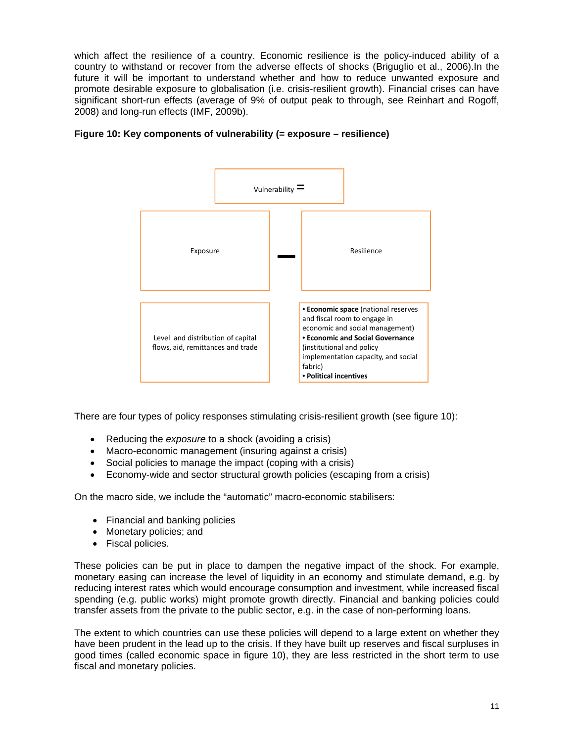which affect the resilience of a country. Economic resilience is the policy-induced ability of a country to withstand or recover from the adverse effects of shocks (Briguglio et al., 2006).In the future it will be important to understand whether and how to reduce unwanted exposure and promote desirable exposure to globalisation (i.e. crisis-resilient growth). Financial crises can have significant short-run effects (average of 9% of output peak to through, see Reinhart and Rogoff, 2008) and long-run effects (IMF, 2009b).

**Figure 10: Key components of vulnerability (= exposure – resilience)**

Vulnerability =

| Exposure | – | Resilience |
|---|---|---|
| Level and distribution of capital flows, aid, remittances and trade | | • **Economic space** (national reserves and fiscal room to engage in economic and social management) • **Economic and Social Governance** (institutional and policy implementation capacity, and social fabric) • **Political incentives** |

There are four types of policy responses stimulating crisis-resilient growth (see figure 10):

- Reducing the *exposure* to a shock (avoiding a crisis)
- Macro-economic management (insuring against a crisis)
- Social policies to manage the impact (coping with a crisis)
- Economy-wide and sector structural growth policies (escaping from a crisis)

On the macro side, we include the "automatic" macro-economic stabilisers:

- Financial and banking policies
- Monetary policies; and
- Fiscal policies.

These policies can be put in place to dampen the negative impact of the shock. For example, monetary easing can increase the level of liquidity in an economy and stimulate demand, e.g. by reducing interest rates which would encourage consumption and investment, while increased fiscal spending (e.g. public works) might promote growth directly. Financial and banking policies could transfer assets from the private to the public sector, e.g. in the case of non-performing loans.

The extent to which countries can use these policies will depend to a large extent on whether they have been prudent in the lead up to the crisis. If they have built up reserves and fiscal surpluses in good times (called economic space in figure 10), they are less restricted in the short term to use fiscal and monetary policies.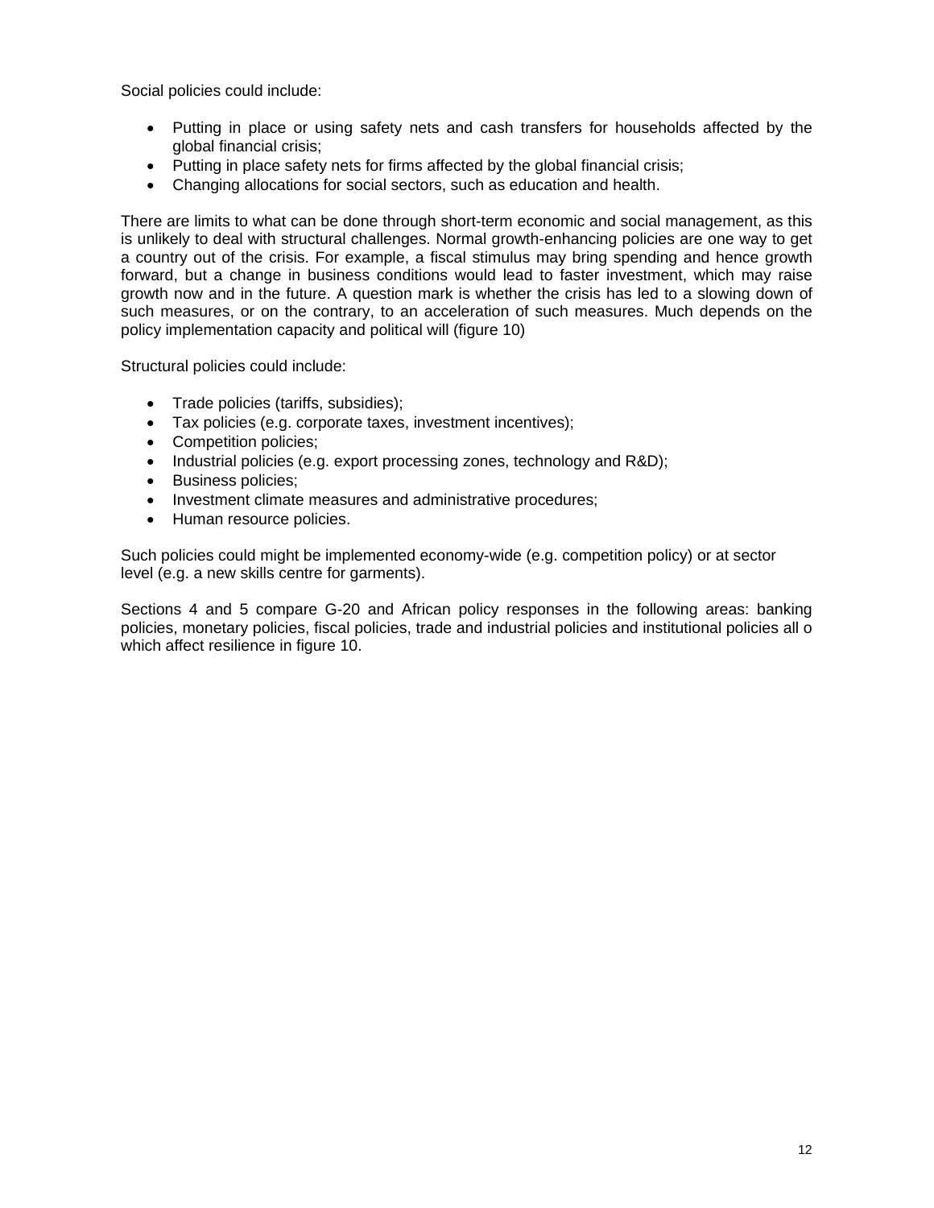Social policies could include:

- Putting in place or using safety nets and cash transfers for households affected by the global financial crisis;
- Putting in place safety nets for firms affected by the global financial crisis;
- Changing allocations for social sectors, such as education and health.

There are limits to what can be done through short-term economic and social management, as this is unlikely to deal with structural challenges. Normal growth-enhancing policies are one way to get a country out of the crisis. For example, a fiscal stimulus may bring spending and hence growth forward, but a change in business conditions would lead to faster investment, which may raise growth now and in the future. A question mark is whether the crisis has led to a slowing down of such measures, or on the contrary, to an acceleration of such measures. Much depends on the policy implementation capacity and political will (figure 10)

Structural policies could include:

- Trade policies (tariffs, subsidies);
- Tax policies (e.g. corporate taxes, investment incentives);
- Competition policies;
- Industrial policies (e.g. export processing zones, technology and R&D);
- Business policies;
- Investment climate measures and administrative procedures;
- Human resource policies.

Such policies could might be implemented economy-wide (e.g. competition policy) or at sector level (e.g. a new skills centre for garments).

Sections 4 and 5 compare G-20 and African policy responses in the following areas: banking policies, monetary policies, fiscal policies, trade and industrial policies and institutional policies all o which affect resilience in figure 10.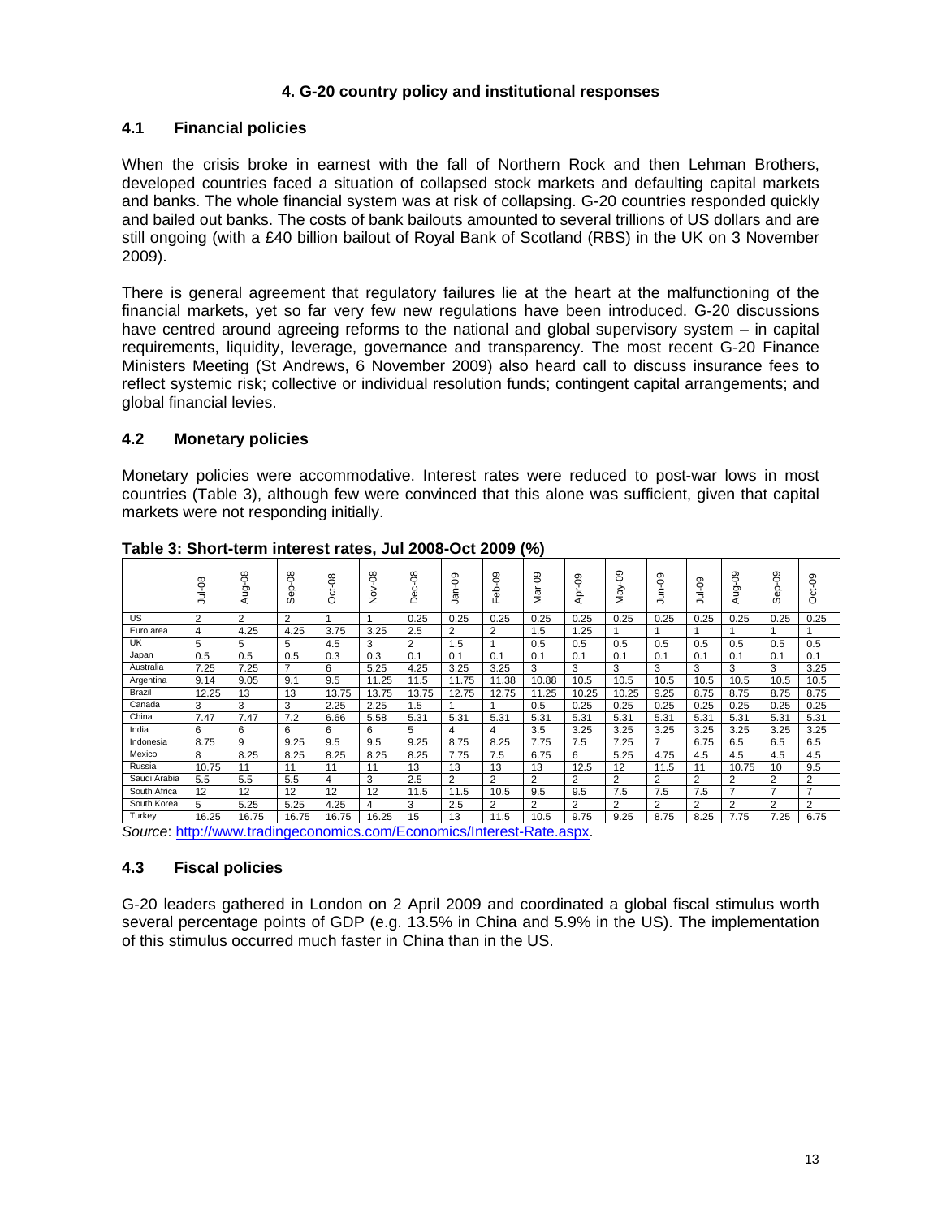## 4. G-20 country policy and institutional responses

### 4.1 Financial policies

When the crisis broke in earnest with the fall of Northern Rock and then Lehman Brothers, developed countries faced a situation of collapsed stock markets and defaulting capital markets and banks. The whole financial system was at risk of collapsing. G-20 countries responded quickly and bailed out banks. The costs of bank bailouts amounted to several trillions of US dollars and are still ongoing (with a £40 billion bailout of Royal Bank of Scotland (RBS) in the UK on 3 November 2009).

There is general agreement that regulatory failures lie at the heart at the malfunctioning of the financial markets, yet so far very few new regulations have been introduced. G-20 discussions have centred around agreeing reforms to the national and global supervisory system – in capital requirements, liquidity, leverage, governance and transparency. The most recent G-20 Finance Ministers Meeting (St Andrews, 6 November 2009) also heard call to discuss insurance fees to reflect systemic risk; collective or individual resolution funds; contingent capital arrangements; and global financial levies.

### 4.2 Monetary policies

Monetary policies were accommodative. Interest rates were reduced to post-war lows in most countries (Table 3), although few were convinced that this alone was sufficient, given that capital markets were not responding initially.

**Table 3: Short-term interest rates, Jul 2008-Oct 2009 (%)**

| | Jul-08 | Aug-08 | Sep-08 | Oct-08 | Nov-08 | Dec-08 | Jan-09 | Feb-09 | Mar-09 | Apr-09 | May-09 | Jun-09 | Jul-09 | Aug-09 | Sep-09 | Oct-09 |
|---|---|---|---|---|---|---|---|---|---|---|---|---|---|---|---|---|
| US | 2 | 2 | 2 | 1 | 1 | 0.25 | 0.25 | 0.25 | 0.25 | 0.25 | 0.25 | 0.25 | 0.25 | 0.25 | 0.25 | 0.25 |
| Euro area | 4 | 4.25 | 4.25 | 3.75 | 3.25 | 2.5 | 2 | 2 | 1.5 | 1.25 | 1 | 1 | 1 | 1 | 1 | 1 |
| UK | 5 | 5 | 5 | 4.5 | 3 | 2 | 1.5 | 1 | 0.5 | 0.5 | 0.5 | 0.5 | 0.5 | 0.5 | 0.5 | 0.5 |
| Japan | 0.5 | 0.5 | 0.5 | 0.3 | 0.3 | 0.1 | 0.1 | 0.1 | 0.1 | 0.1 | 0.1 | 0.1 | 0.1 | 0.1 | 0.1 | 0.1 |
| Australia | 7.25 | 7.25 | 7 | 6 | 5.25 | 4.25 | 3.25 | 3.25 | 3 | 3 | 3 | 3 | 3 | 3 | 3 | 3.25 |
| Argentina | 9.14 | 9.05 | 9.1 | 9.5 | 11.25 | 11.5 | 11.75 | 11.38 | 10.88 | 10.5 | 10.5 | 10.5 | 10.5 | 10.5 | 10.5 | 10.5 |
| Brazil | 12.25 | 13 | 13 | 13.75 | 13.75 | 13.75 | 12.75 | 12.75 | 11.25 | 10.25 | 10.25 | 9.25 | 8.75 | 8.75 | 8.75 | 8.75 |
| Canada | 3 | 3 | 3 | 2.25 | 2.25 | 1.5 | 1 | 1 | 0.5 | 0.25 | 0.25 | 0.25 | 0.25 | 0.25 | 0.25 | 0.25 |
| China | 7.47 | 7.47 | 7.2 | 6.66 | 5.58 | 5.31 | 5.31 | 5.31 | 5.31 | 5.31 | 5.31 | 5.31 | 5.31 | 5.31 | 5.31 | 5.31 |
| India | 6 | 6 | 6 | 6 | 6 | 5 | 4 | 4 | 3.5 | 3.25 | 3.25 | 3.25 | 3.25 | 3.25 | 3.25 | 3.25 |
| Indonesia | 8.75 | 9 | 9.25 | 9.5 | 9.5 | 9.25 | 8.75 | 8.25 | 7.75 | 7.5 | 7.25 | 7 | 6.75 | 6.5 | 6.5 | 6.5 |
| Mexico | 8 | 8.25 | 8.25 | 8.25 | 8.25 | 8.25 | 7.75 | 7.5 | 6.75 | 6 | 5.25 | 4.75 | 4.5 | 4.5 | 4.5 | 4.5 |
| Russia | 10.75 | 11 | 11 | 11 | 11 | 13 | 13 | 13 | 13 | 12.5 | 12 | 11.5 | 11 | 10.75 | 10 | 9.5 |
| Saudi Arabia | 5.5 | 5.5 | 5.5 | 4 | 3 | 2.5 | 2 | 2 | 2 | 2 | 2 | 2 | 2 | 2 | 2 | 2 |
| South Africa | 12 | 12 | 12 | 12 | 12 | 11.5 | 11.5 | 10.5 | 9.5 | 9.5 | 7.5 | 7.5 | 7.5 | 7 | 7 | 7 |
| South Korea | 5 | 5.25 | 5.25 | 4.25 | 4 | 3 | 2.5 | 2 | 2 | 2 | 2 | 2 | 2 | 2 | 2 | 2 |
| Turkey | 16.25 | 16.75 | 16.75 | 16.75 | 16.25 | 15 | 13 | 11.5 | 10.5 | 9.75 | 9.25 | 8.75 | 8.25 | 7.75 | 7.25 | 6.75 |

*Source*: http://www.tradingeconomics.com/Economics/Interest-Rate.aspx.

### 4.3 Fiscal policies

G-20 leaders gathered in London on 2 April 2009 and coordinated a global fiscal stimulus worth several percentage points of GDP (e.g. 13.5% in China and 5.9% in the US). The implementation of this stimulus occurred much faster in China than in the US.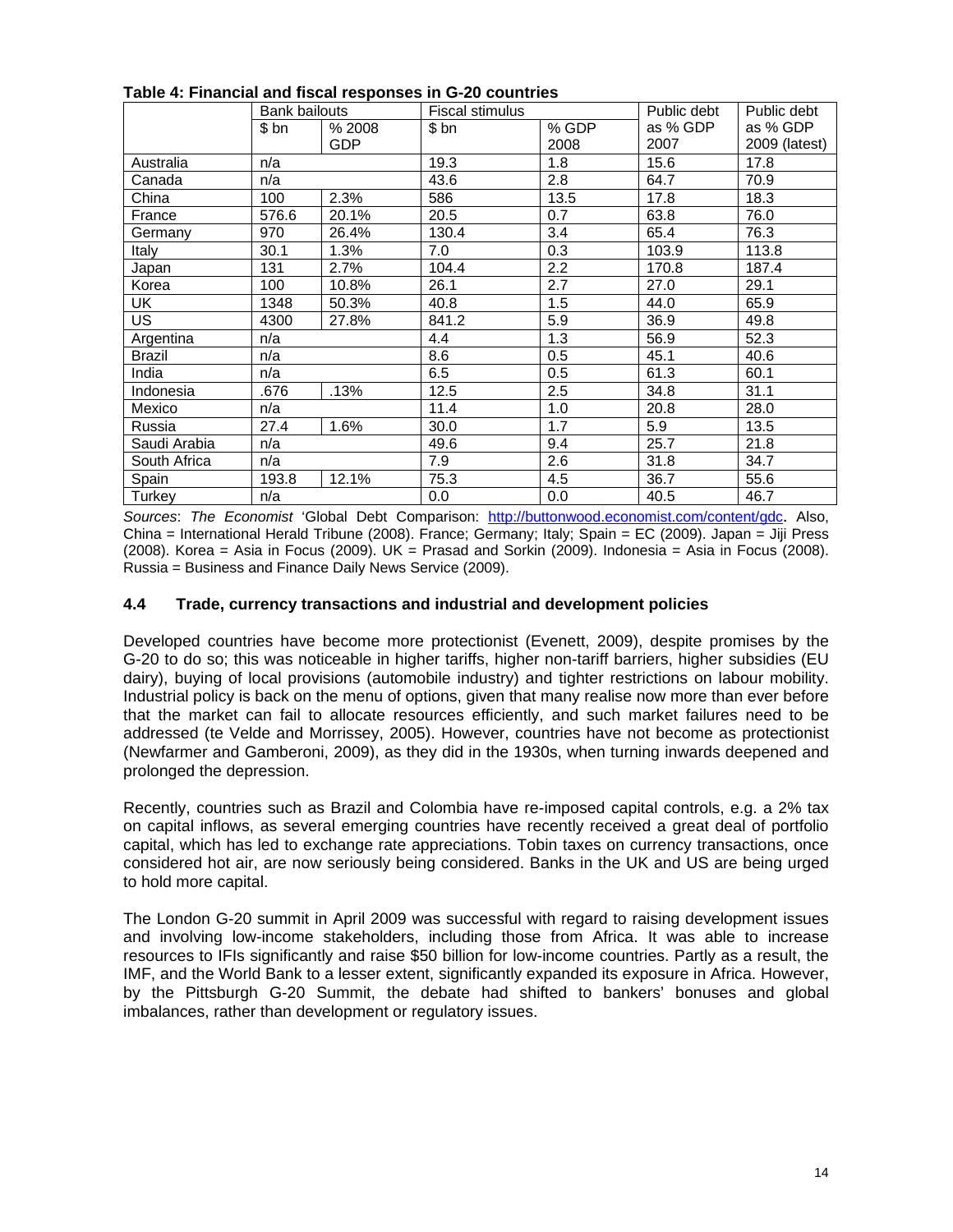**Table 4: Financial and fiscal responses in G-20 countries**

| | Bank bailouts | | Fiscal stimulus | | Public debt | Public debt |
|---|---|---|---|---|---|---|
| | $ bn | % 2008 GDP | $ bn | % GDP 2008 | as % GDP 2007 | as % GDP 2009 (latest) |
| Australia | n/a | | 19.3 | 1.8 | 15.6 | 17.8 |
| Canada | n/a | | 43.6 | 2.8 | 64.7 | 70.9 |
| China | 100 | 2.3% | 586 | 13.5 | 17.8 | 18.3 |
| France | 576.6 | 20.1% | 20.5 | 0.7 | 63.8 | 76.0 |
| Germany | 970 | 26.4% | 130.4 | 3.4 | 65.4 | 76.3 |
| Italy | 30.1 | 1.3% | 7.0 | 0.3 | 103.9 | 113.8 |
| Japan | 131 | 2.7% | 104.4 | 2.2 | 170.8 | 187.4 |
| Korea | 100 | 10.8% | 26.1 | 2.7 | 27.0 | 29.1 |
| UK | 1348 | 50.3% | 40.8 | 1.5 | 44.0 | 65.9 |
| US | 4300 | 27.8% | 841.2 | 5.9 | 36.9 | 49.8 |
| Argentina | n/a | | 4.4 | 1.3 | 56.9 | 52.3 |
| Brazil | n/a | | 8.6 | 0.5 | 45.1 | 40.6 |
| India | n/a | | 6.5 | 0.5 | 61.3 | 60.1 |
| Indonesia | .676 | .13% | 12.5 | 2.5 | 34.8 | 31.1 |
| Mexico | n/a | | 11.4 | 1.0 | 20.8 | 28.0 |
| Russia | 27.4 | 1.6% | 30.0 | 1.7 | 5.9 | 13.5 |
| Saudi Arabia | n/a | | 49.6 | 9.4 | 25.7 | 21.8 |
| South Africa | n/a | | 7.9 | 2.6 | 31.8 | 34.7 |
| Spain | 193.8 | 12.1% | 75.3 | 4.5 | 36.7 | 55.6 |
| Turkey | n/a | | 0.0 | 0.0 | 40.5 | 46.7 |

*Sources*: *The Economist* 'Global Debt Comparison: http://buttonwood.economist.com/content/gdc. Also, China = International Herald Tribune (2008). France; Germany; Italy; Spain = EC (2009). Japan = Jiji Press (2008). Korea = Asia in Focus (2009). UK = Prasad and Sorkin (2009). Indonesia = Asia in Focus (2008). Russia = Business and Finance Daily News Service (2009).

### 4.4 Trade, currency transactions and industrial and development policies

Developed countries have become more protectionist (Evenett, 2009), despite promises by the G-20 to do so; this was noticeable in higher tariffs, higher non-tariff barriers, higher subsidies (EU dairy), buying of local provisions (automobile industry) and tighter restrictions on labour mobility. Industrial policy is back on the menu of options, given that many realise now more than ever before that the market can fail to allocate resources efficiently, and such market failures need to be addressed (te Velde and Morrissey, 2005). However, countries have not become as protectionist (Newfarmer and Gamberoni, 2009), as they did in the 1930s, when turning inwards deepened and prolonged the depression.

Recently, countries such as Brazil and Colombia have re-imposed capital controls, e.g. a 2% tax on capital inflows, as several emerging countries have recently received a great deal of portfolio capital, which has led to exchange rate appreciations. Tobin taxes on currency transactions, once considered hot air, are now seriously being considered. Banks in the UK and US are being urged to hold more capital.

The London G-20 summit in April 2009 was successful with regard to raising development issues and involving low-income stakeholders, including those from Africa. It was able to increase resources to IFIs significantly and raise $50 billion for low-income countries. Partly as a result, the IMF, and the World Bank to a lesser extent, significantly expanded its exposure in Africa. However, by the Pittsburgh G-20 Summit, the debate had shifted to bankers' bonuses and global imbalances, rather than development or regulatory issues.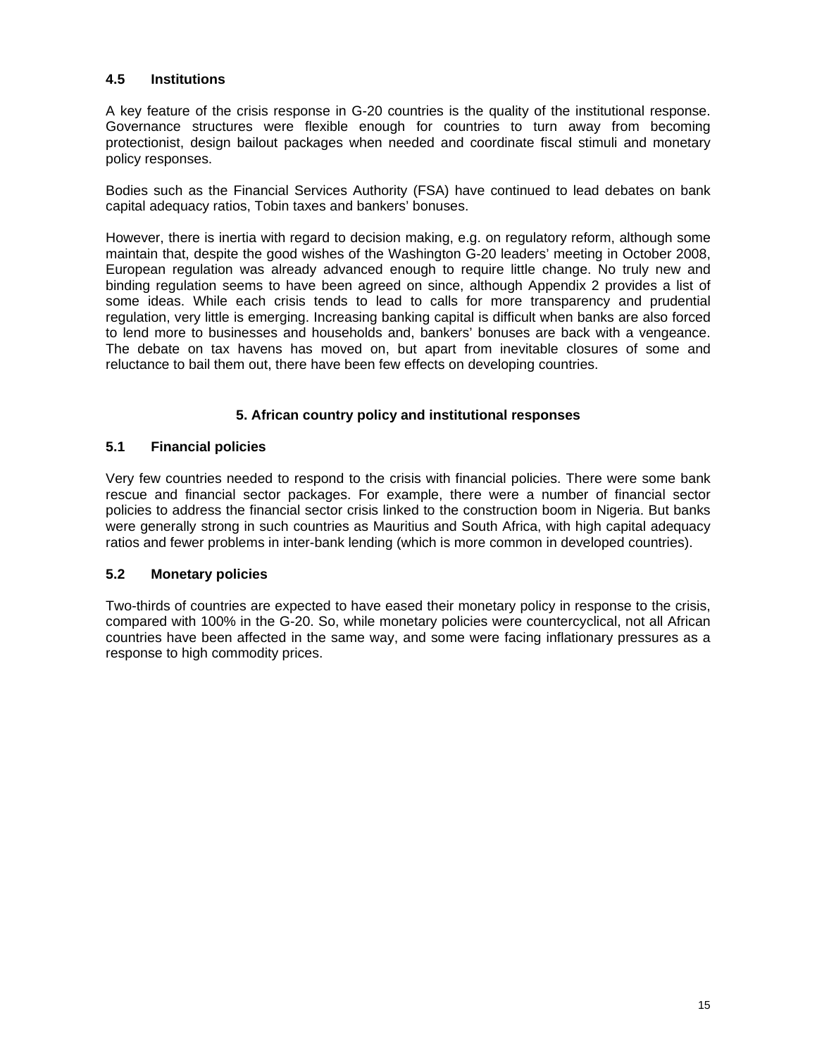### 4.5 Institutions

A key feature of the crisis response in G-20 countries is the quality of the institutional response. Governance structures were flexible enough for countries to turn away from becoming protectionist, design bailout packages when needed and coordinate fiscal stimuli and monetary policy responses.

Bodies such as the Financial Services Authority (FSA) have continued to lead debates on bank capital adequacy ratios, Tobin taxes and bankers' bonuses.

However, there is inertia with regard to decision making, e.g. on regulatory reform, although some maintain that, despite the good wishes of the Washington G-20 leaders' meeting in October 2008, European regulation was already advanced enough to require little change. No truly new and binding regulation seems to have been agreed on since, although Appendix 2 provides a list of some ideas. While each crisis tends to lead to calls for more transparency and prudential regulation, very little is emerging. Increasing banking capital is difficult when banks are also forced to lend more to businesses and households and, bankers' bonuses are back with a vengeance. The debate on tax havens has moved on, but apart from inevitable closures of some and reluctance to bail them out, there have been few effects on developing countries.

## 5. African country policy and institutional responses

### 5.1 Financial policies

Very few countries needed to respond to the crisis with financial policies. There were some bank rescue and financial sector packages. For example, there were a number of financial sector policies to address the financial sector crisis linked to the construction boom in Nigeria. But banks were generally strong in such countries as Mauritius and South Africa, with high capital adequacy ratios and fewer problems in inter-bank lending (which is more common in developed countries).

### 5.2 Monetary policies

Two-thirds of countries are expected to have eased their monetary policy in response to the crisis, compared with 100% in the G-20. So, while monetary policies were countercyclical, not all African countries have been affected in the same way, and some were facing inflationary pressures as a response to high commodity prices.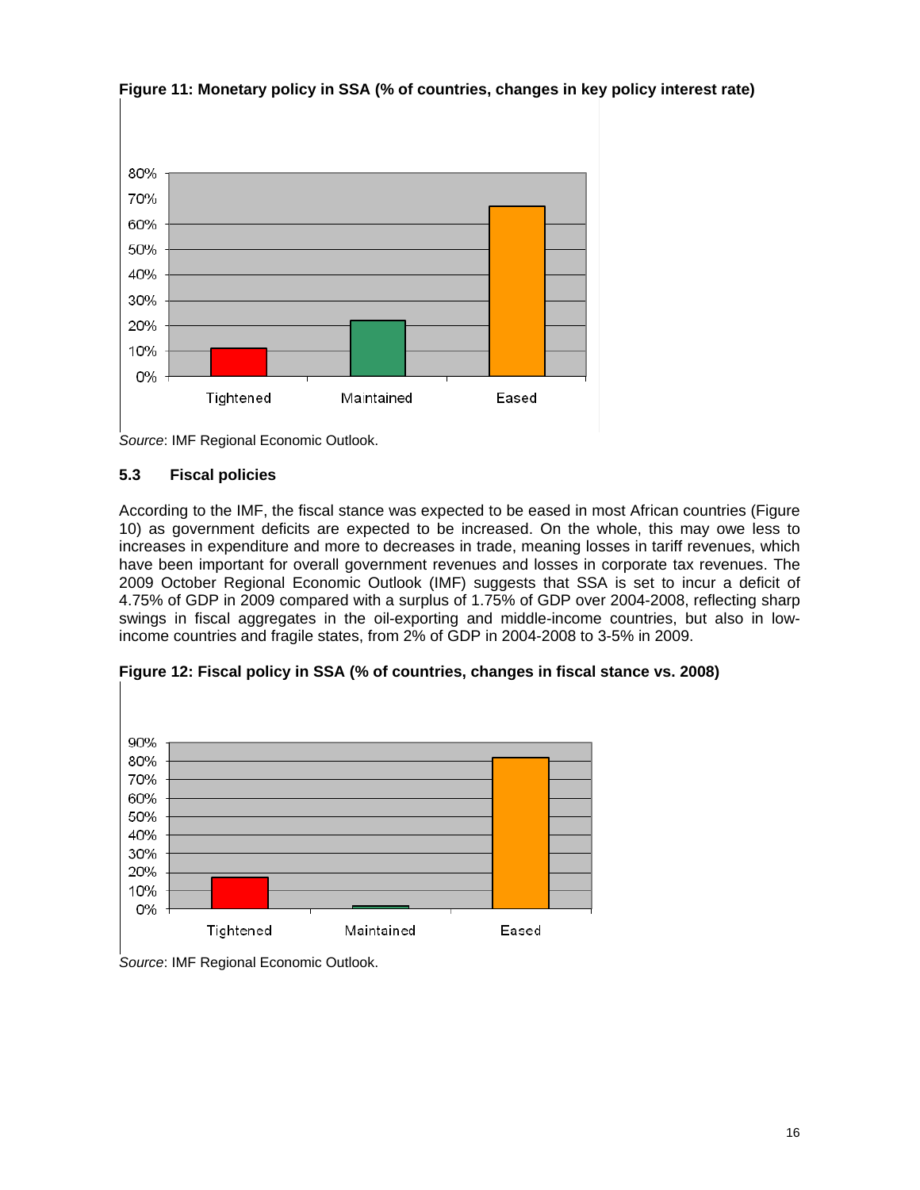**Figure 11: Monetary policy in SSA (% of countries, changes in key policy interest rate)**

*Source*: IMF Regional Economic Outlook.

### 5.3 Fiscal policies

According to the IMF, the fiscal stance was expected to be eased in most African countries (Figure 10) as government deficits are expected to be increased. On the whole, this may owe less to increases in expenditure and more to decreases in trade, meaning losses in tariff revenues, which have been important for overall government revenues and losses in corporate tax revenues. The 2009 October Regional Economic Outlook (IMF) suggests that SSA is set to incur a deficit of 4.75% of GDP in 2009 compared with a surplus of 1.75% of GDP over 2004-2008, reflecting sharp swings in fiscal aggregates in the oil-exporting and middle-income countries, but also in low-income countries and fragile states, from 2% of GDP in 2004-2008 to 3-5% in 2009.

**Figure 12: Fiscal policy in SSA (% of countries, changes in fiscal stance vs. 2008)**

*Source*: IMF Regional Economic Outlook.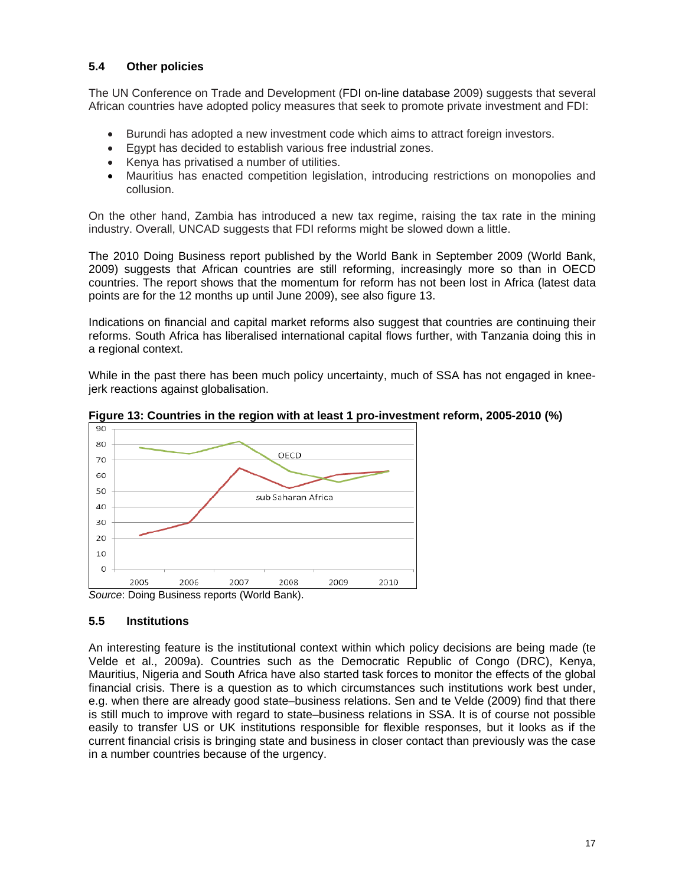### 5.4 Other policies

The UN Conference on Trade and Development (FDI on-line database 2009) suggests that several African countries have adopted policy measures that seek to promote private investment and FDI:

- Burundi has adopted a new investment code which aims to attract foreign investors.
- Egypt has decided to establish various free industrial zones.
- Kenya has privatised a number of utilities.
- Mauritius has enacted competition legislation, introducing restrictions on monopolies and collusion.

On the other hand, Zambia has introduced a new tax regime, raising the tax rate in the mining industry. Overall, UNCAD suggests that FDI reforms might be slowed down a little.

The 2010 Doing Business report published by the World Bank in September 2009 (World Bank, 2009) suggests that African countries are still reforming, increasingly more so than in OECD countries. The report shows that the momentum for reform has not been lost in Africa (latest data points are for the 12 months up until June 2009), see also figure 13.

Indications on financial and capital market reforms also suggest that countries are continuing their reforms. South Africa has liberalised international capital flows further, with Tanzania doing this in a regional context.

While in the past there has been much policy uncertainty, much of SSA has not engaged in knee-jerk reactions against globalisation.

**Figure 13: Countries in the region with at least 1 pro-investment reform, 2005-2010 (%)**

*Source*: Doing Business reports (World Bank).

### 5.5 Institutions

An interesting feature is the institutional context within which policy decisions are being made (te Velde et al., 2009a). Countries such as the Democratic Republic of Congo (DRC), Kenya, Mauritius, Nigeria and South Africa have also started task forces to monitor the effects of the global financial crisis. There is a question as to which circumstances such institutions work best under, e.g. when there are already good state–business relations. Sen and te Velde (2009) find that there is still much to improve with regard to state–business relations in SSA. It is of course not possible easily to transfer US or UK institutions responsible for flexible responses, but it looks as if the current financial crisis is bringing state and business in closer contact than previously was the case in a number countries because of the urgency.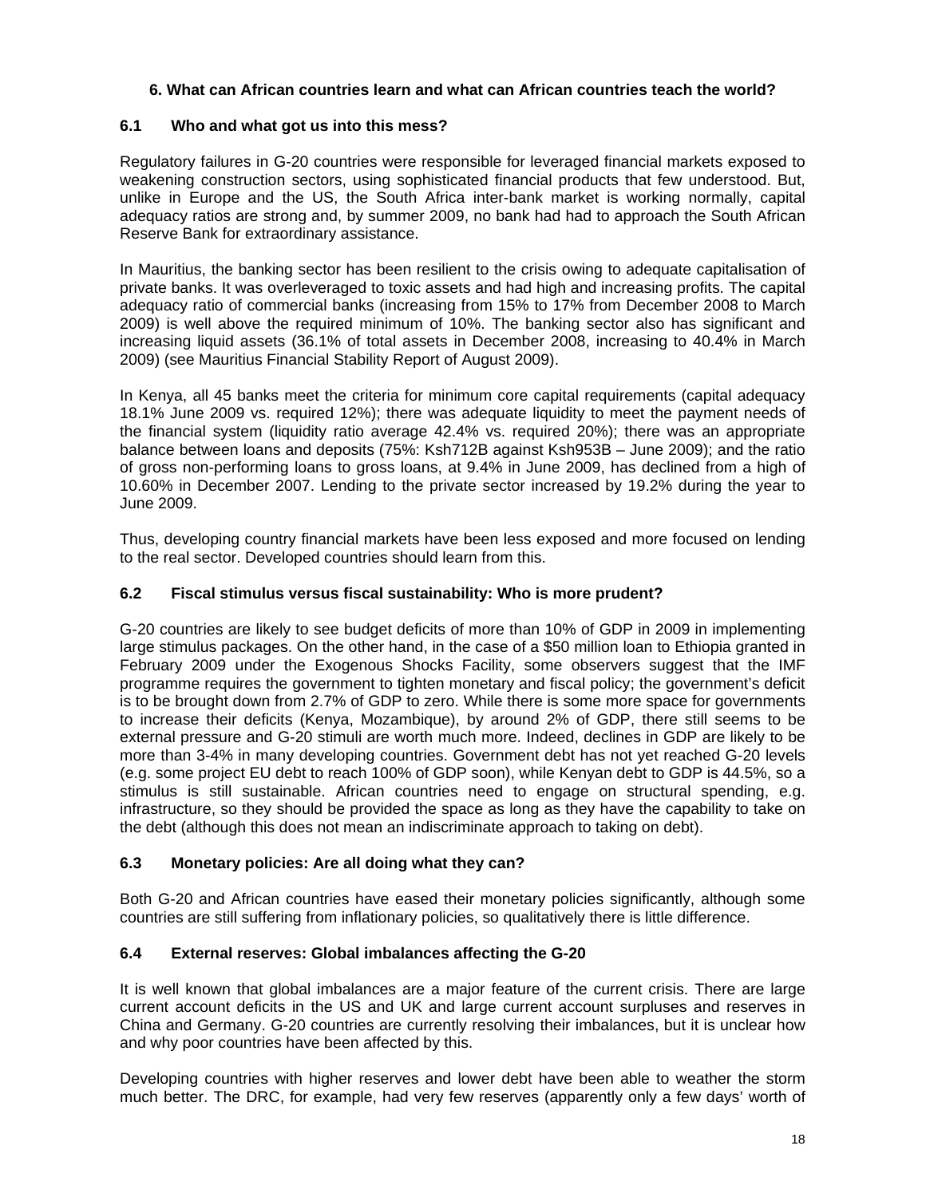### 6. What can African countries learn and what can African countries teach the world?

### 6.1 Who and what got us into this mess?

Regulatory failures in G-20 countries were responsible for leveraged financial markets exposed to weakening construction sectors, using sophisticated financial products that few understood. But, unlike in Europe and the US, the South Africa inter-bank market is working normally, capital adequacy ratios are strong and, by summer 2009, no bank had had to approach the South African Reserve Bank for extraordinary assistance.

In Mauritius, the banking sector has been resilient to the crisis owing to adequate capitalisation of private banks. It was overleveraged to toxic assets and had high and increasing profits. The capital adequacy ratio of commercial banks (increasing from 15% to 17% from December 2008 to March 2009) is well above the required minimum of 10%. The banking sector also has significant and increasing liquid assets (36.1% of total assets in December 2008, increasing to 40.4% in March 2009) (see Mauritius Financial Stability Report of August 2009).

In Kenya, all 45 banks meet the criteria for minimum core capital requirements (capital adequacy 18.1% June 2009 vs. required 12%); there was adequate liquidity to meet the payment needs of the financial system (liquidity ratio average 42.4% vs. required 20%); there was an appropriate balance between loans and deposits (75%: Ksh712B against Ksh953B – June 2009); and the ratio of gross non-performing loans to gross loans, at 9.4% in June 2009, has declined from a high of 10.60% in December 2007. Lending to the private sector increased by 19.2% during the year to June 2009.

Thus, developing country financial markets have been less exposed and more focused on lending to the real sector. Developed countries should learn from this.

### 6.2 Fiscal stimulus versus fiscal sustainability: Who is more prudent?

G-20 countries are likely to see budget deficits of more than 10% of GDP in 2009 in implementing large stimulus packages. On the other hand, in the case of a $50 million loan to Ethiopia granted in February 2009 under the Exogenous Shocks Facility, some observers suggest that the IMF programme requires the government to tighten monetary and fiscal policy; the government's deficit is to be brought down from 2.7% of GDP to zero. While there is some more space for governments to increase their deficits (Kenya, Mozambique), by around 2% of GDP, there still seems to be external pressure and G-20 stimuli are worth much more. Indeed, declines in GDP are likely to be more than 3-4% in many developing countries. Government debt has not yet reached G-20 levels (e.g. some project EU debt to reach 100% of GDP soon), while Kenyan debt to GDP is 44.5%, so a stimulus is still sustainable. African countries need to engage on structural spending, e.g. infrastructure, so they should be provided the space as long as they have the capability to take on the debt (although this does not mean an indiscriminate approach to taking on debt).

### 6.3 Monetary policies: Are all doing what they can?

Both G-20 and African countries have eased their monetary policies significantly, although some countries are still suffering from inflationary policies, so qualitatively there is little difference.

### 6.4 External reserves: Global imbalances affecting the G-20

It is well known that global imbalances are a major feature of the current crisis. There are large current account deficits in the US and UK and large current account surpluses and reserves in China and Germany. G-20 countries are currently resolving their imbalances, but it is unclear how and why poor countries have been affected by this.

Developing countries with higher reserves and lower debt have been able to weather the storm much better. The DRC, for example, had very few reserves (apparently only a few days' worth of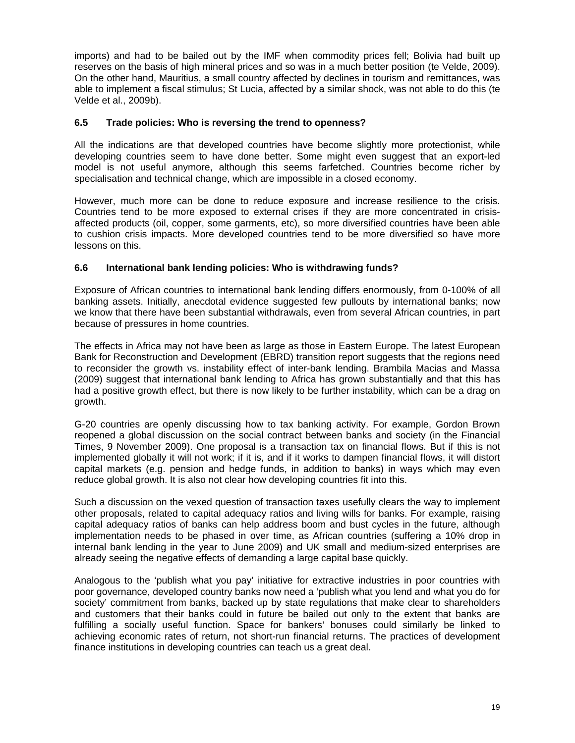imports) and had to be bailed out by the IMF when commodity prices fell; Bolivia had built up reserves on the basis of high mineral prices and so was in a much better position (te Velde, 2009). On the other hand, Mauritius, a small country affected by declines in tourism and remittances, was able to implement a fiscal stimulus; St Lucia, affected by a similar shock, was not able to do this (te Velde et al., 2009b).

### 6.5 Trade policies: Who is reversing the trend to openness?

All the indications are that developed countries have become slightly more protectionist, while developing countries seem to have done better. Some might even suggest that an export-led model is not useful anymore, although this seems farfetched. Countries become richer by specialisation and technical change, which are impossible in a closed economy.

However, much more can be done to reduce exposure and increase resilience to the crisis. Countries tend to be more exposed to external crises if they are more concentrated in crisis-affected products (oil, copper, some garments, etc), so more diversified countries have been able to cushion crisis impacts. More developed countries tend to be more diversified so have more lessons on this.

### 6.6 International bank lending policies: Who is withdrawing funds?

Exposure of African countries to international bank lending differs enormously, from 0-100% of all banking assets. Initially, anecdotal evidence suggested few pullouts by international banks; now we know that there have been substantial withdrawals, even from several African countries, in part because of pressures in home countries.

The effects in Africa may not have been as large as those in Eastern Europe. The latest European Bank for Reconstruction and Development (EBRD) transition report suggests that the regions need to reconsider the growth vs. instability effect of inter-bank lending. Brambila Macias and Massa (2009) suggest that international bank lending to Africa has grown substantially and that this has had a positive growth effect, but there is now likely to be further instability, which can be a drag on growth.

G-20 countries are openly discussing how to tax banking activity. For example, Gordon Brown reopened a global discussion on the social contract between banks and society (in the Financial Times, 9 November 2009). One proposal is a transaction tax on financial flows. But if this is not implemented globally it will not work; if it is, and if it works to dampen financial flows, it will distort capital markets (e.g. pension and hedge funds, in addition to banks) in ways which may even reduce global growth. It is also not clear how developing countries fit into this.

Such a discussion on the vexed question of transaction taxes usefully clears the way to implement other proposals, related to capital adequacy ratios and living wills for banks. For example, raising capital adequacy ratios of banks can help address boom and bust cycles in the future, although implementation needs to be phased in over time, as African countries (suffering a 10% drop in internal bank lending in the year to June 2009) and UK small and medium-sized enterprises are already seeing the negative effects of demanding a large capital base quickly.

Analogous to the 'publish what you pay' initiative for extractive industries in poor countries with poor governance, developed country banks now need a 'publish what you lend and what you do for society' commitment from banks, backed up by state regulations that make clear to shareholders and customers that their banks could in future be bailed out only to the extent that banks are fulfilling a socially useful function. Space for bankers' bonuses could similarly be linked to achieving economic rates of return, not short-run financial returns. The practices of development finance institutions in developing countries can teach us a great deal.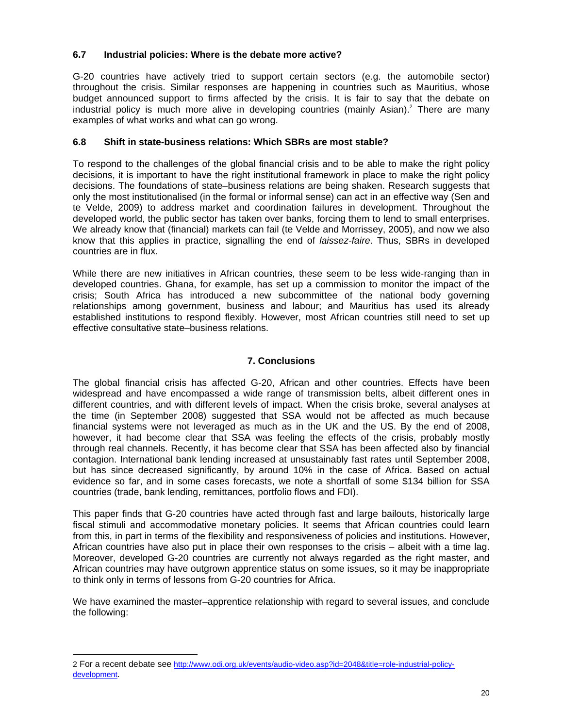### 6.7 Industrial policies: Where is the debate more active?

G-20 countries have actively tried to support certain sectors (e.g. the automobile sector) throughout the crisis. Similar responses are happening in countries such as Mauritius, whose budget announced support to firms affected by the crisis. It is fair to say that the debate on industrial policy is much more alive in developing countries (mainly Asian).[2] There are many examples of what works and what can go wrong.

### 6.8 Shift in state-business relations: Which SBRs are most stable?

To respond to the challenges of the global financial crisis and to be able to make the right policy decisions, it is important to have the right institutional framework in place to make the right policy decisions. The foundations of state–business relations are being shaken. Research suggests that only the most institutionalised (in the formal or informal sense) can act in an effective way (Sen and te Velde, 2009) to address market and coordination failures in development. Throughout the developed world, the public sector has taken over banks, forcing them to lend to small enterprises. We already know that (financial) markets can fail (te Velde and Morrissey, 2005), and now we also know that this applies in practice, signalling the end of *laissez-faire*. Thus, SBRs in developed countries are in flux.

While there are new initiatives in African countries, these seem to be less wide-ranging than in developed countries. Ghana, for example, has set up a commission to monitor the impact of the crisis; South Africa has introduced a new subcommittee of the national body governing relationships among government, business and labour; and Mauritius has used its already established institutions to respond flexibly. However, most African countries still need to set up effective consultative state–business relations.

## 7. Conclusions

The global financial crisis has affected G-20, African and other countries. Effects have been widespread and have encompassed a wide range of transmission belts, albeit different ones in different countries, and with different levels of impact. When the crisis broke, several analyses at the time (in September 2008) suggested that SSA would not be affected as much because financial systems were not leveraged as much as in the UK and the US. By the end of 2008, however, it had become clear that SSA was feeling the effects of the crisis, probably mostly through real channels. Recently, it has become clear that SSA has been affected also by financial contagion. International bank lending increased at unsustainably fast rates until September 2008, but has since decreased significantly, by around 10% in the case of Africa. Based on actual evidence so far, and in some cases forecasts, we note a shortfall of some $134 billion for SSA countries (trade, bank lending, remittances, portfolio flows and FDI).

This paper finds that G-20 countries have acted through fast and large bailouts, historically large fiscal stimuli and accommodative monetary policies. It seems that African countries could learn from this, in part in terms of the flexibility and responsiveness of policies and institutions. However, African countries have also put in place their own responses to the crisis – albeit with a time lag. Moreover, developed G-20 countries are currently not always regarded as the right master, and African countries may have outgrown apprentice status on some issues, so it may be inappropriate to think only in terms of lessons from G-20 countries for Africa.

We have examined the master–apprentice relationship with regard to several issues, and conclude the following:

---

2 For a recent debate see http://www.odi.org.uk/events/audio-video.asp?id=2048&title=role-industrial-policy-development.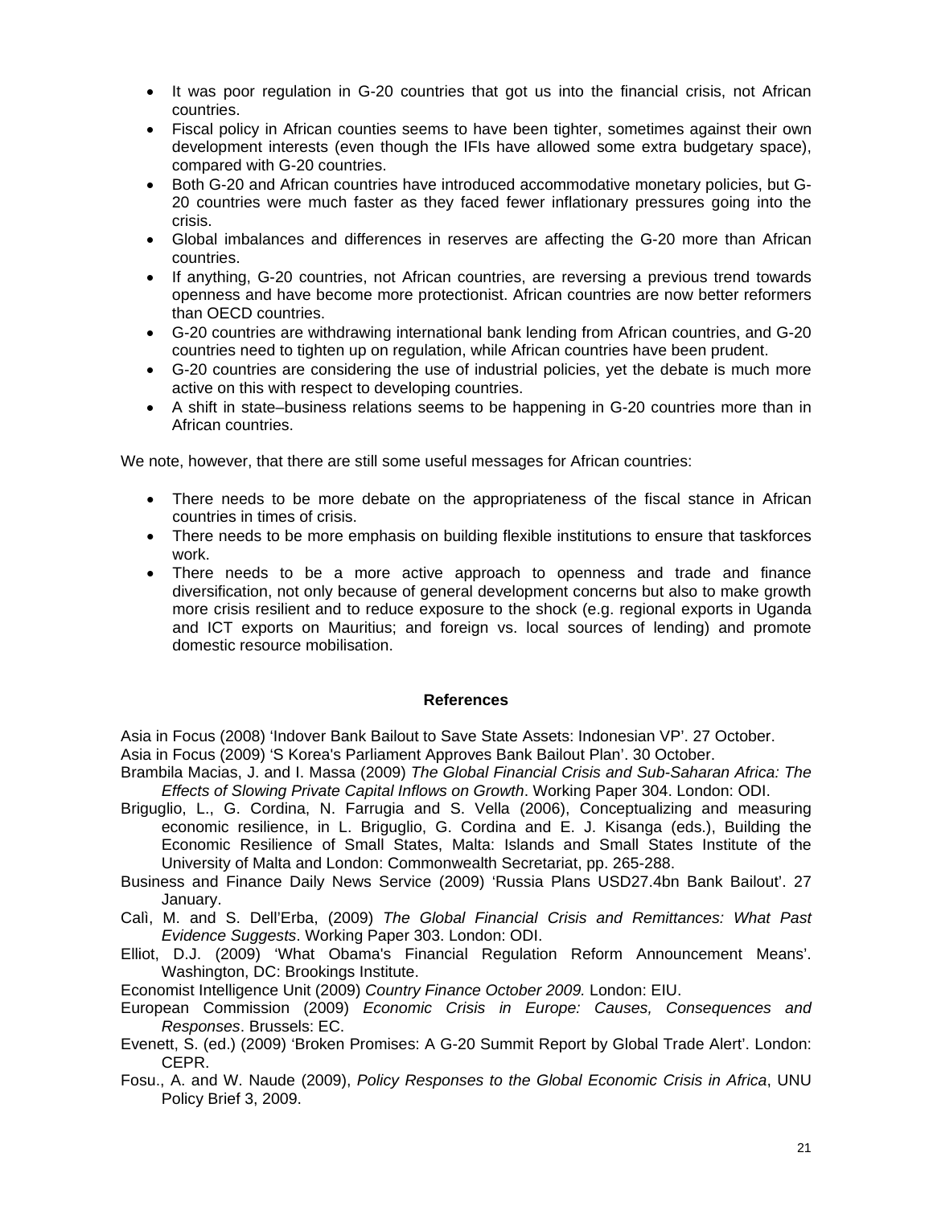- It was poor regulation in G-20 countries that got us into the financial crisis, not African countries.
- Fiscal policy in African counties seems to have been tighter, sometimes against their own development interests (even though the IFIs have allowed some extra budgetary space), compared with G-20 countries.
- Both G-20 and African countries have introduced accommodative monetary policies, but G-20 countries were much faster as they faced fewer inflationary pressures going into the crisis.
- Global imbalances and differences in reserves are affecting the G-20 more than African countries.
- If anything, G-20 countries, not African countries, are reversing a previous trend towards openness and have become more protectionist. African countries are now better reformers than OECD countries.
- G-20 countries are withdrawing international bank lending from African countries, and G-20 countries need to tighten up on regulation, while African countries have been prudent.
- G-20 countries are considering the use of industrial policies, yet the debate is much more active on this with respect to developing countries.
- A shift in state–business relations seems to be happening in G-20 countries more than in African countries.

We note, however, that there are still some useful messages for African countries:

- There needs to be more debate on the appropriateness of the fiscal stance in African countries in times of crisis.
- There needs to be more emphasis on building flexible institutions to ensure that taskforces work.
- There needs to be a more active approach to openness and trade and finance diversification, not only because of general development concerns but also to make growth more crisis resilient and to reduce exposure to the shock (e.g. regional exports in Uganda and ICT exports on Mauritius; and foreign vs. local sources of lending) and promote domestic resource mobilisation.

## References

Asia in Focus (2008) 'Indover Bank Bailout to Save State Assets: Indonesian VP'. 27 October.

Asia in Focus (2009) 'S Korea's Parliament Approves Bank Bailout Plan'. 30 October.

Brambila Macias, J. and I. Massa (2009) *The Global Financial Crisis and Sub-Saharan Africa: The Effects of Slowing Private Capital Inflows on Growth*. Working Paper 304. London: ODI.

Briguglio, L., G. Cordina, N. Farrugia and S. Vella (2006), Conceptualizing and measuring economic resilience, in L. Briguglio, G. Cordina and E. J. Kisanga (eds.), Building the Economic Resilience of Small States, Malta: Islands and Small States Institute of the University of Malta and London: Commonwealth Secretariat, pp. 265-288.

Business and Finance Daily News Service (2009) 'Russia Plans USD27.4bn Bank Bailout'. 27 January.

Calì, M. and S. Dell'Erba, (2009) *The Global Financial Crisis and Remittances: What Past Evidence Suggests*. Working Paper 303. London: ODI.

Elliot, D.J. (2009) 'What Obama's Financial Regulation Reform Announcement Means'. Washington, DC: Brookings Institute.

Economist Intelligence Unit (2009) *Country Finance October 2009.* London: EIU.

European Commission (2009) *Economic Crisis in Europe: Causes, Consequences and Responses*. Brussels: EC.

Evenett, S. (ed.) (2009) 'Broken Promises: A G-20 Summit Report by Global Trade Alert'. London: CEPR.

Fosu., A. and W. Naude (2009), *Policy Responses to the Global Economic Crisis in Africa*, UNU Policy Brief 3, 2009.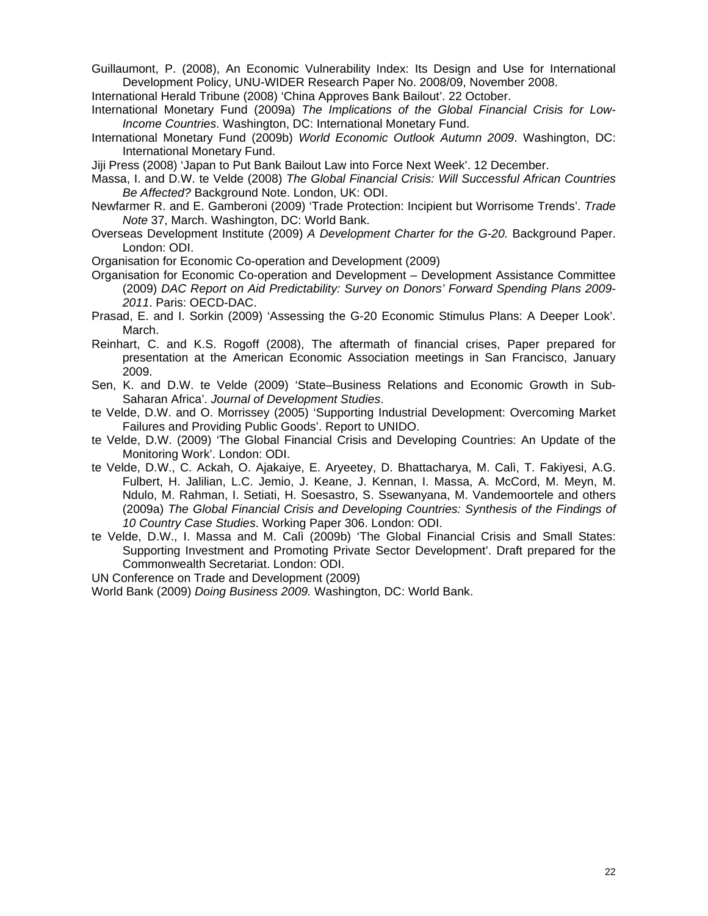Guillaumont, P. (2008), An Economic Vulnerability Index: Its Design and Use for International Development Policy, UNU-WIDER Research Paper No. 2008/09, November 2008.

International Herald Tribune (2008) 'China Approves Bank Bailout'. 22 October.

International Monetary Fund (2009a) *The Implications of the Global Financial Crisis for Low-Income Countries*. Washington, DC: International Monetary Fund.

International Monetary Fund (2009b) *World Economic Outlook Autumn 2009*. Washington, DC: International Monetary Fund.

Jiji Press (2008) 'Japan to Put Bank Bailout Law into Force Next Week'. 12 December.

Massa, I. and D.W. te Velde (2008) *The Global Financial Crisis: Will Successful African Countries Be Affected?* Background Note. London, UK: ODI.

Newfarmer R. and E. Gamberoni (2009) 'Trade Protection: Incipient but Worrisome Trends'. *Trade Note* 37, March. Washington, DC: World Bank.

Overseas Development Institute (2009) *A Development Charter for the G-20.* Background Paper. London: ODI.

Organisation for Economic Co-operation and Development (2009)

Organisation for Economic Co-operation and Development – Development Assistance Committee (2009) *DAC Report on Aid Predictability: Survey on Donors' Forward Spending Plans 2009-2011*. Paris: OECD-DAC.

Prasad, E. and I. Sorkin (2009) 'Assessing the G-20 Economic Stimulus Plans: A Deeper Look'. March.

Reinhart, C. and K.S. Rogoff (2008), The aftermath of financial crises, Paper prepared for presentation at the American Economic Association meetings in San Francisco, January 2009.

Sen, K. and D.W. te Velde (2009) 'State–Business Relations and Economic Growth in Sub-Saharan Africa'. *Journal of Development Studies*.

te Velde, D.W. and O. Morrissey (2005) 'Supporting Industrial Development: Overcoming Market Failures and Providing Public Goods'. Report to UNIDO.

te Velde, D.W. (2009) 'The Global Financial Crisis and Developing Countries: An Update of the Monitoring Work'. London: ODI.

te Velde, D.W., C. Ackah, O. Ajakaiye, E. Aryeetey, D. Bhattacharya, M. Calì, T. Fakiyesi, A.G. Fulbert, H. Jalilian, L.C. Jemio, J. Keane, J. Kennan, I. Massa, A. McCord, M. Meyn, M. Ndulo, M. Rahman, I. Setiati, H. Soesastro, S. Ssewanyana, M. Vandemoortele and others (2009a) *The Global Financial Crisis and Developing Countries: Synthesis of the Findings of 10 Country Case Studies*. Working Paper 306. London: ODI.

te Velde, D.W., I. Massa and M. Calì (2009b) 'The Global Financial Crisis and Small States: Supporting Investment and Promoting Private Sector Development'. Draft prepared for the Commonwealth Secretariat. London: ODI.

UN Conference on Trade and Development (2009)

World Bank (2009) *Doing Business 2009.* Washington, DC: World Bank.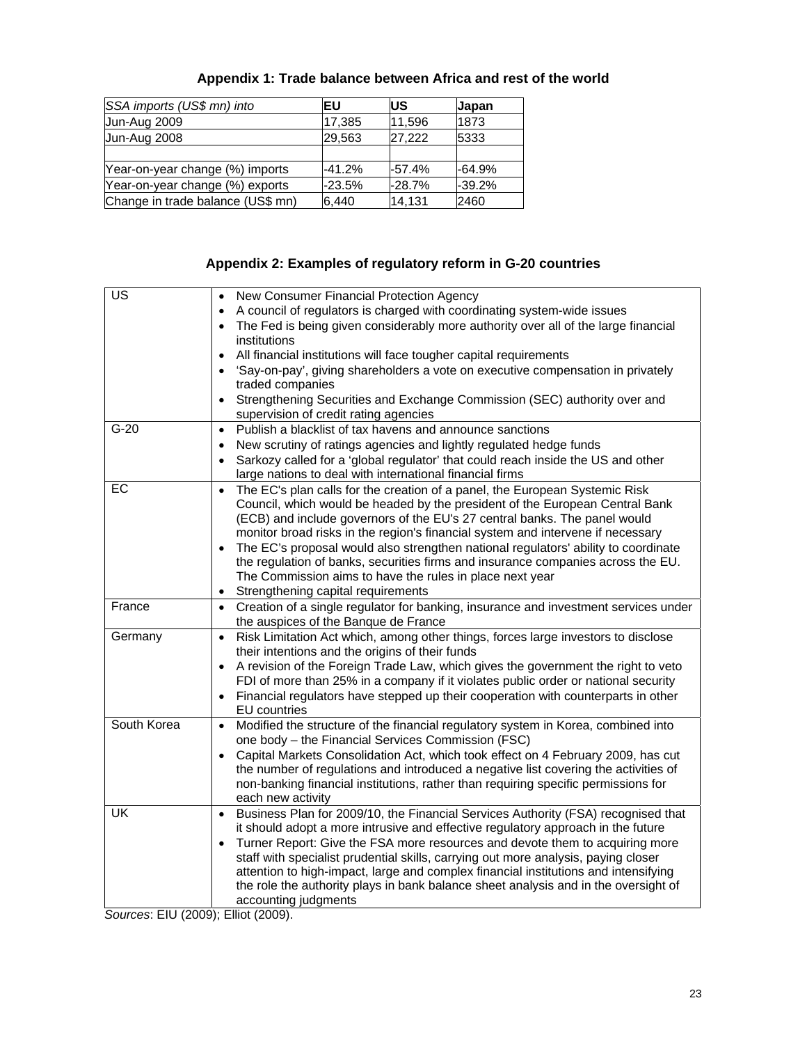## Appendix 1: Trade balance between Africa and rest of the world

| *SSA imports (US$ mn) into* | EU | US | Japan |
| --- | --- | --- | --- |
| Jun-Aug 2009 | 17,385 | 11,596 | 1873 |
| Jun-Aug 2008 | 29,563 | 27,222 | 5333 |
| | | | |
| Year-on-year change (%) imports | -41.2% | -57.4% | -64.9% |
| Year-on-year change (%) exports | -23.5% | -28.7% | -39.2% |
| Change in trade balance (US$ mn) | 6,440 | 14,131 | 2460 |

## Appendix 2: Examples of regulatory reform in G-20 countries

| | |
| --- | --- |
| US | • New Consumer Financial Protection Agency<br>• A council of regulators is charged with coordinating system-wide issues<br>• The Fed is being given considerably more authority over all of the large financial institutions<br>• All financial institutions will face tougher capital requirements<br>• 'Say-on-pay', giving shareholders a vote on executive compensation in privately traded companies<br>• Strengthening Securities and Exchange Commission (SEC) authority over and supervision of credit rating agencies |
| G-20 | • Publish a blacklist of tax havens and announce sanctions<br>• New scrutiny of ratings agencies and lightly regulated hedge funds<br>• Sarkozy called for a 'global regulator' that could reach inside the US and other large nations to deal with international financial firms |
| EC | • The EC's plan calls for the creation of a panel, the European Systemic Risk Council, which would be headed by the president of the European Central Bank (ECB) and include governors of the EU's 27 central banks. The panel would monitor broad risks in the region's financial system and intervene if necessary<br>• The EC's proposal would also strengthen national regulators' ability to coordinate the regulation of banks, securities firms and insurance companies across the EU. The Commission aims to have the rules in place next year<br>• Strengthening capital requirements |
| France | • Creation of a single regulator for banking, insurance and investment services under the auspices of the Banque de France |
| Germany | • Risk Limitation Act which, among other things, forces large investors to disclose their intentions and the origins of their funds<br>• A revision of the Foreign Trade Law, which gives the government the right to veto FDI of more than 25% in a company if it violates public order or national security<br>• Financial regulators have stepped up their cooperation with counterparts in other EU countries |
| South Korea | • Modified the structure of the financial regulatory system in Korea, combined into one body – the Financial Services Commission (FSC)<br>• Capital Markets Consolidation Act, which took effect on 4 February 2009, has cut the number of regulations and introduced a negative list covering the activities of non-banking financial institutions, rather than requiring specific permissions for each new activity |
| UK | • Business Plan for 2009/10, the Financial Services Authority (FSA) recognised that it should adopt a more intrusive and effective regulatory approach in the future<br>• Turner Report: Give the FSA more resources and devote them to acquiring more staff with specialist prudential skills, carrying out more analysis, paying closer attention to high-impact, large and complex financial institutions and intensifying the role the authority plays in bank balance sheet analysis and in the oversight of accounting judgments |

*Sources*: EIU (2009); Elliot (2009).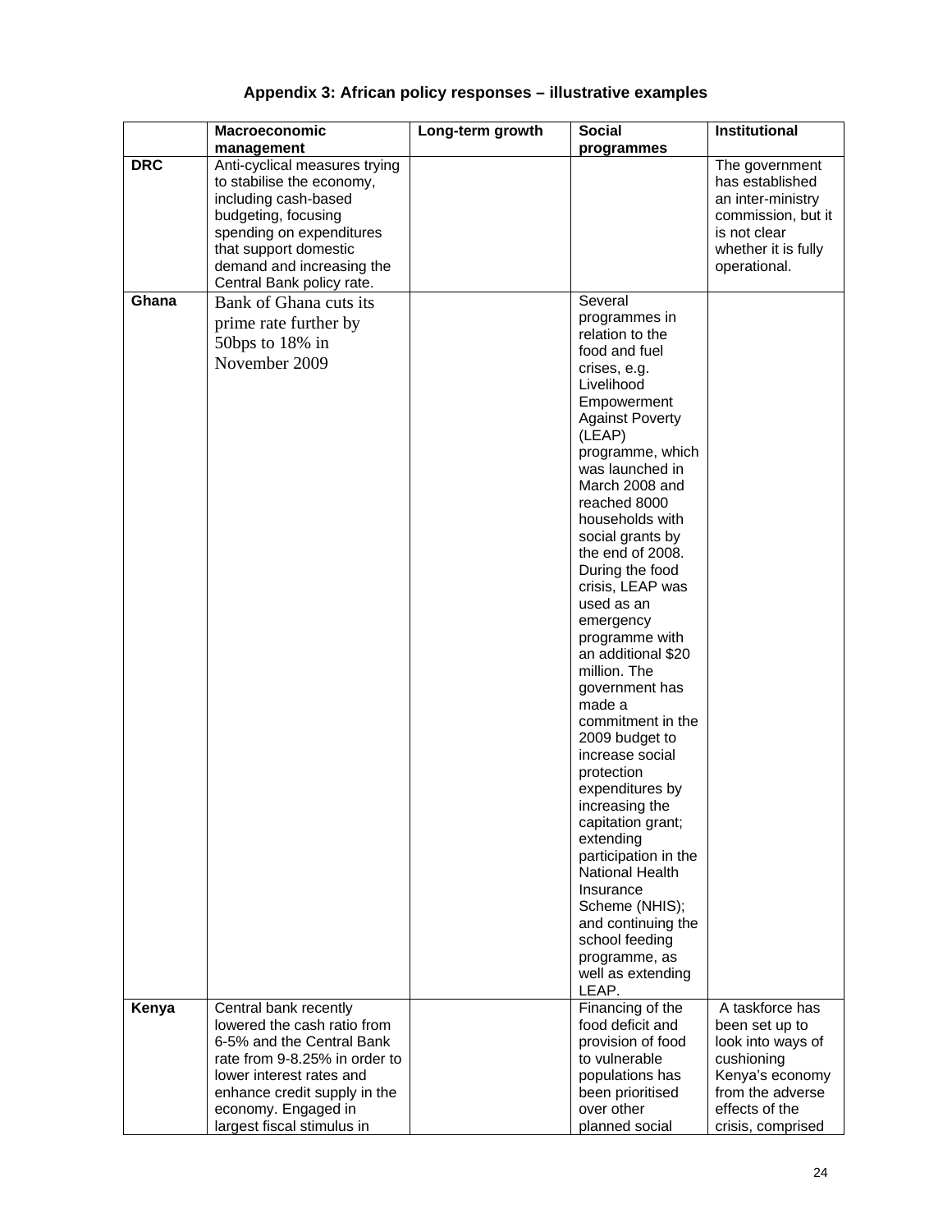## Appendix 3: African policy responses – illustrative examples

| | Macroeconomic management | Long-term growth | Social programmes | Institutional |
|---|---|---|---|---|
| **DRC** | Anti-cyclical measures trying to stabilise the economy, including cash-based budgeting, focusing spending on expenditures that support domestic demand and increasing the Central Bank policy rate. | | | The government has established an inter-ministry commission, but it is not clear whether it is fully operational. |
| **Ghana** | Bank of Ghana cuts its prime rate further by 50bps to 18% in November 2009 | | Several programmes in relation to the food and fuel crises, e.g. Livelihood Empowerment Against Poverty (LEAP) programme, which was launched in March 2008 and reached 8000 households with social grants by the end of 2008. During the food crisis, LEAP was used as an emergency programme with an additional $20 million. The government has made a commitment in the 2009 budget to increase social protection expenditures by increasing the capitation grant; extending participation in the National Health Insurance Scheme (NHIS); and continuing the school feeding programme, as well as extending LEAP. | |
| **Kenya** | Central bank recently lowered the cash ratio from 6-5% and the Central Bank rate from 9-8.25% in order to lower interest rates and enhance credit supply in the economy. Engaged in largest fiscal stimulus in | | Financing of the food deficit and provision of food to vulnerable populations has been prioritised over other planned social | A taskforce has been set up to look into ways of cushioning Kenya's economy from the adverse effects of the crisis, comprised |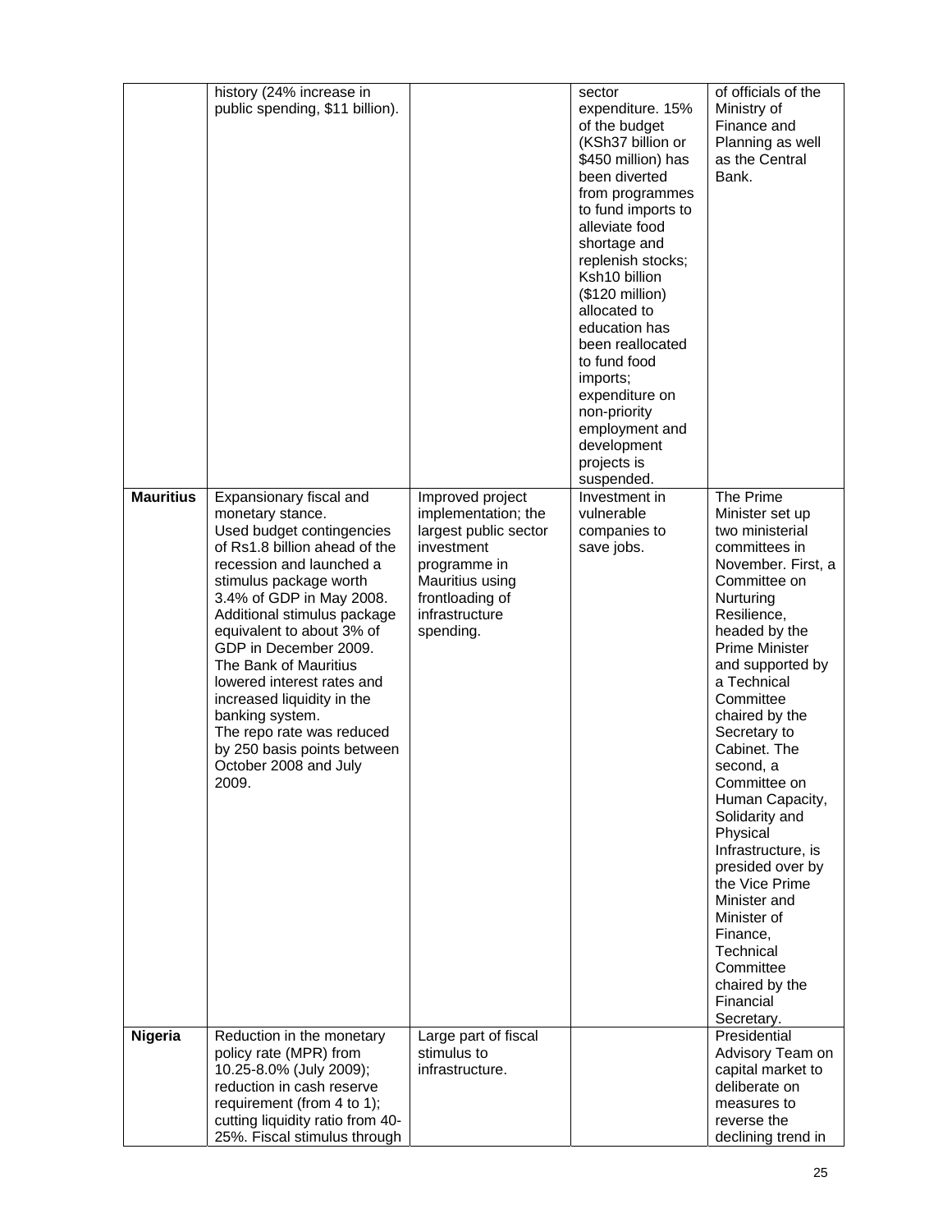| | | | | |
|---|---|---|---|---|
| | history (24% increase in public spending, $11 billion). | | sector expenditure. 15% of the budget (KSh37 billion or $450 million) has been diverted from programmes to fund imports to alleviate food shortage and replenish stocks; Ksh10 billion ($120 million) allocated to education has been reallocated to fund food imports; expenditure on non-priority employment and development projects is suspended. | of officials of the Ministry of Finance and Planning as well as the Central Bank. |
| **Mauritius** | Expansionary fiscal and monetary stance. Used budget contingencies of Rs1.8 billion ahead of the recession and launched a stimulus package worth 3.4% of GDP in May 2008. Additional stimulus package equivalent to about 3% of GDP in December 2009. The Bank of Mauritius lowered interest rates and increased liquidity in the banking system. The repo rate was reduced by 250 basis points between October 2008 and July 2009. | Improved project implementation; the largest public sector investment programme in Mauritius using frontloading of infrastructure spending. | Investment in vulnerable companies to save jobs. | The Prime Minister set up two ministerial committees in November. First, a Committee on Nurturing Resilience, headed by the Prime Minister and supported by a Technical Committee chaired by the Secretary to Cabinet. The second, a Committee on Human Capacity, Solidarity and Physical Infrastructure, is presided over by the Vice Prime Minister and Minister of Finance, Technical Committee chaired by the Financial Secretary. |
| **Nigeria** | Reduction in the monetary policy rate (MPR) from 10.25-8.0% (July 2009); reduction in cash reserve requirement (from 4 to 1); cutting liquidity ratio from 40-25%. Fiscal stimulus through | Large part of fiscal stimulus to infrastructure. | | Presidential Advisory Team on capital market to deliberate on measures to reverse the declining trend in |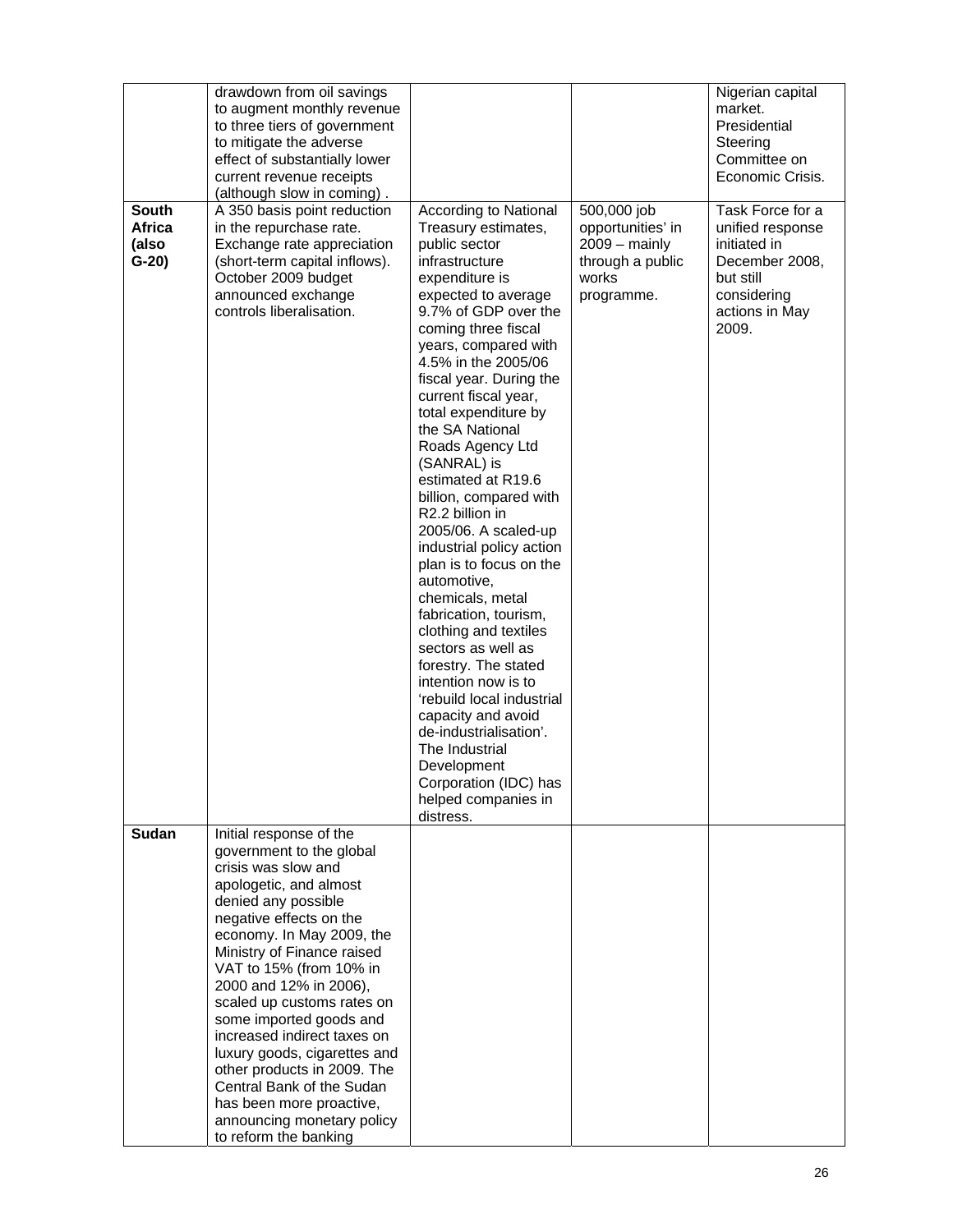| | | | | |
|---|---|---|---|---|
| | drawdown from oil savings to augment monthly revenue to three tiers of government to mitigate the adverse effect of substantially lower current revenue receipts (although slow in coming) . | | | Nigerian capital market. Presidential Steering Committee on Economic Crisis. |
| **South Africa (also G-20)** | A 350 basis point reduction in the repurchase rate. Exchange rate appreciation (short-term capital inflows). October 2009 budget announced exchange controls liberalisation. | According to National Treasury estimates, public sector infrastructure expenditure is expected to average 9.7% of GDP over the coming three fiscal years, compared with 4.5% in the 2005/06 fiscal year. During the current fiscal year, total expenditure by the SA National Roads Agency Ltd (SANRAL) is estimated at R19.6 billion, compared with R2.2 billion in 2005/06. A scaled-up industrial policy action plan is to focus on the automotive, chemicals, metal fabrication, tourism, clothing and textiles sectors as well as forestry. The stated intention now is to 'rebuild local industrial capacity and avoid de-industrialisation'. The Industrial Development Corporation (IDC) has helped companies in distress. | 500,000 job opportunities' in 2009 – mainly through a public works programme. | Task Force for a unified response initiated in December 2008, but still considering actions in May 2009. |
| **Sudan** | Initial response of the government to the global crisis was slow and apologetic, and almost denied any possible negative effects on the economy. In May 2009, the Ministry of Finance raised VAT to 15% (from 10% in 2000 and 12% in 2006), scaled up customs rates on some imported goods and increased indirect taxes on luxury goods, cigarettes and other products in 2009. The Central Bank of the Sudan has been more proactive, announcing monetary policy to reform the banking | | | |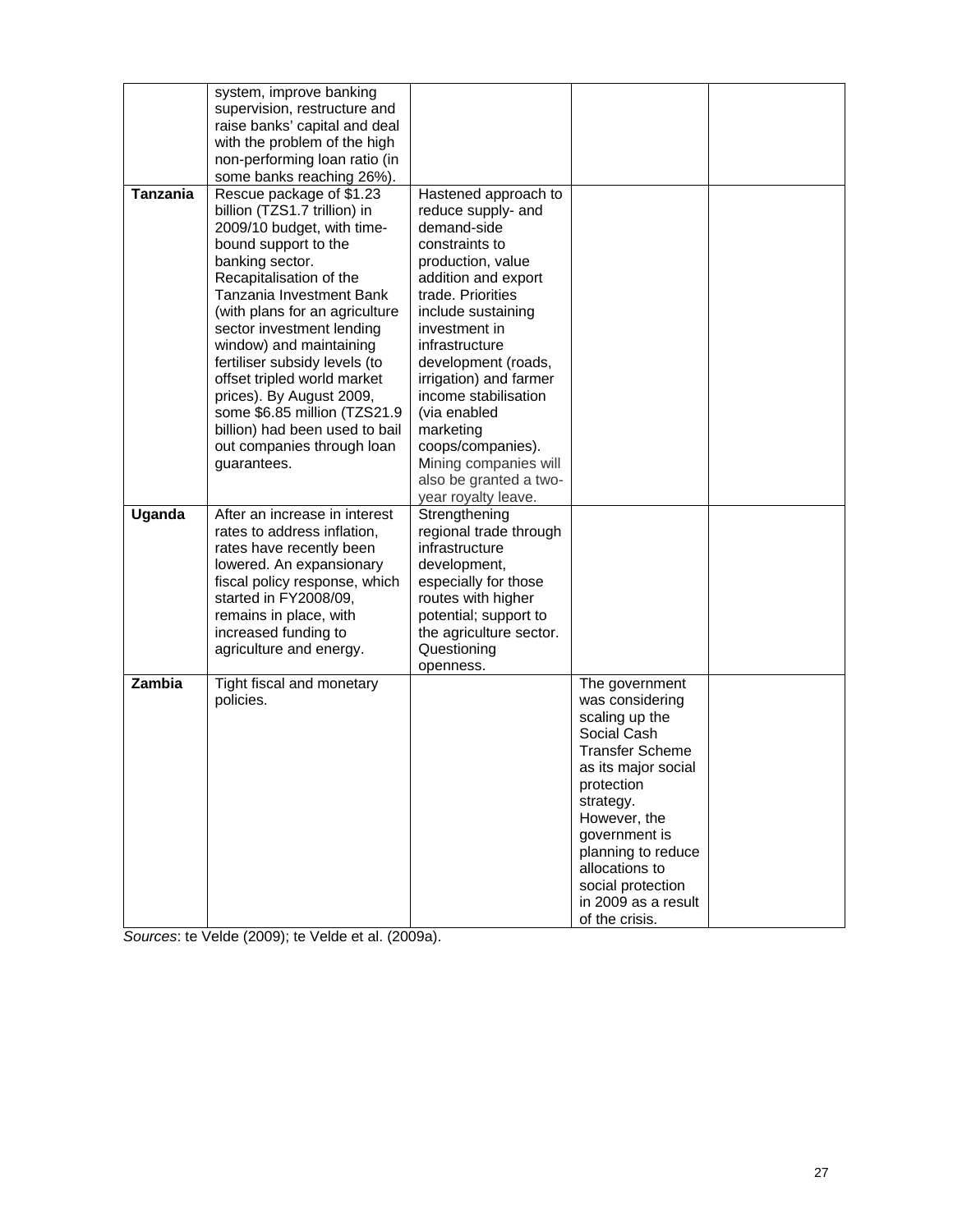| | | | | |
|---|---|---|---|---|
| | system, improve banking supervision, restructure and raise banks' capital and deal with the problem of the high non-performing loan ratio (in some banks reaching 26%). | | | |
| **Tanzania** | Rescue package of $1.23 billion (TZS1.7 trillion) in 2009/10 budget, with time-bound support to the banking sector. Recapitalisation of the Tanzania Investment Bank (with plans for an agriculture sector investment lending window) and maintaining fertiliser subsidy levels (to offset tripled world market prices). By August 2009, some $6.85 million (TZS21.9 billion) had been used to bail out companies through loan guarantees. | Hastened approach to reduce supply- and demand-side constraints to production, value addition and export trade. Priorities include sustaining investment in infrastructure development (roads, irrigation) and farmer income stabilisation (via enabled marketing coops/companies). Mining companies will also be granted a two-year royalty leave. | | |
| **Uganda** | After an increase in interest rates to address inflation, rates have recently been lowered. An expansionary fiscal policy response, which started in FY2008/09, remains in place, with increased funding to agriculture and energy. | Strengthening regional trade through infrastructure development, especially for those routes with higher potential; support to the agriculture sector. Questioning openness. | | |
| **Zambia** | Tight fiscal and monetary policies. | | The government was considering scaling up the Social Cash Transfer Scheme as its major social protection strategy. However, the government is planning to reduce allocations to social protection in 2009 as a result of the crisis. | |

*Sources*: te Velde (2009); te Velde et al. (2009a).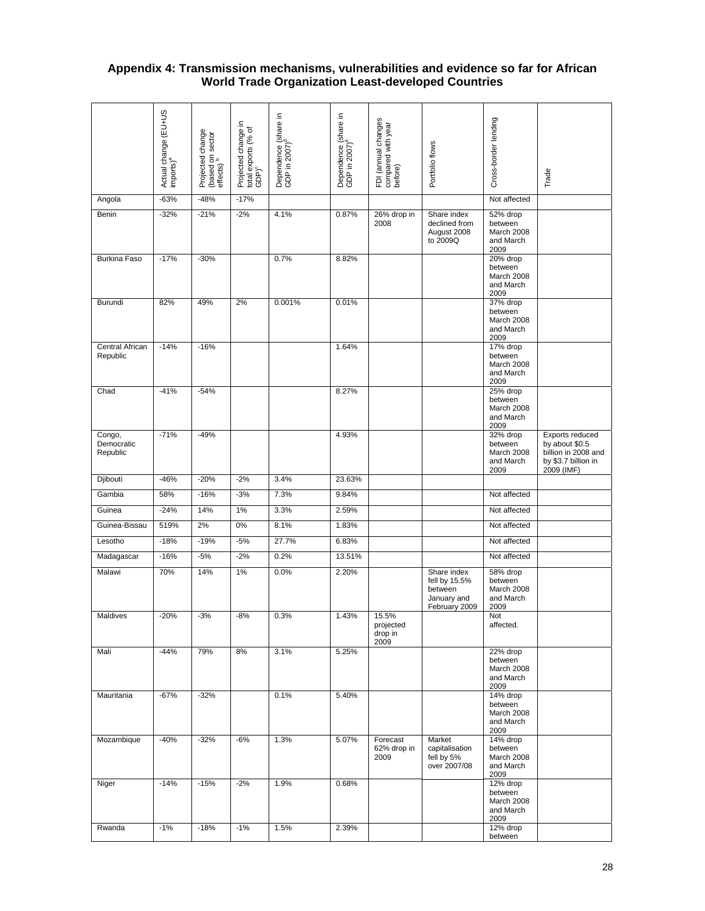## Appendix 4: Transmission mechanisms, vulnerabilities and evidence so far for African World Trade Organization Least-developed Countries

| | Actual change (EU+US imports)[a] | Projected change (based on sector effects)[b] | Projected change in total exports (% of GDP)[c] | Dependence (share in GDP in 2007)[d] | Dependence (share in GDP in 2007)[e] | FDI (annual changes compared with year before) | Portfolio flows | Cross-border lending | Trade |
|---|---|---|---|---|---|---|---|---|---|
| Angola | -63% | -48% | -17% | | | | | Not affected | |
| Benin | -32% | -21% | -2% | 4.1% | 0.87% | 26% drop in 2008 | Share index declined from August 2008 to 2009Q | 52% drop between March 2008 and March 2009 | |
| Burkina Faso | -17% | -30% | | 0.7% | 8.82% | | | 20% drop between March 2008 and March 2009 | |
| Burundi | 82% | 49% | 2% | 0.001% | 0.01% | | | 37% drop between March 2008 and March 2009 | |
| Central African Republic | -14% | -16% | | | 1.64% | | | 17% drop between March 2008 and March 2009 | |
| Chad | -41% | -54% | | | 8.27% | | | 25% drop between March 2008 and March 2009 | |
| Congo, Democratic Republic | -71% | -49% | | | 4.93% | | | 32% drop between March 2008 and March 2009 | Exports reduced by about $0.5 billion in 2008 and by $3.7 billion in 2009 (IMF) |
| Djibouti | -46% | -20% | -2% | 3.4% | 23.63% | | | | |
| Gambia | 58% | -16% | -3% | 7.3% | 9.84% | | | Not affected | |
| Guinea | -24% | 14% | 1% | 3.3% | 2.59% | | | Not affected | |
| Guinea-Bissau | 519% | 2% | 0% | 8.1% | 1.83% | | | Not affected | |
| Lesotho | -18% | -19% | -5% | 27.7% | 6.83% | | | Not affected | |
| Madagascar | -16% | -5% | -2% | 0.2% | 13.51% | | | Not affected | |
| Malawi | 70% | 14% | 1% | 0.0% | 2.20% | | Share index fell by 15.5% between January and February 2009 | 58% drop between March 2008 and March 2009 | |
| Maldives | -20% | -3% | -8% | 0.3% | 1.43% | 15.5% projected drop in 2009 | | Not affected. | |
| Mali | -44% | 79% | 8% | 3.1% | 5.25% | | | 22% drop between March 2008 and March 2009 | |
| Mauritania | -67% | -32% | | 0.1% | 5.40% | | | 14% drop between March 2008 and March 2009 | |
| Mozambique | -40% | -32% | -6% | 1.3% | 5.07% | Forecast 62% drop in 2009 | Market capitalisation fell by 5% over 2007/08 | 14% drop between March 2008 and March 2009 | |
| Niger | -14% | -15% | -2% | 1.9% | 0.68% | | | 12% drop between March 2008 and March 2009 | |
| Rwanda | -1% | -18% | -1% | 1.5% | 2.39% | | | 12% drop between | |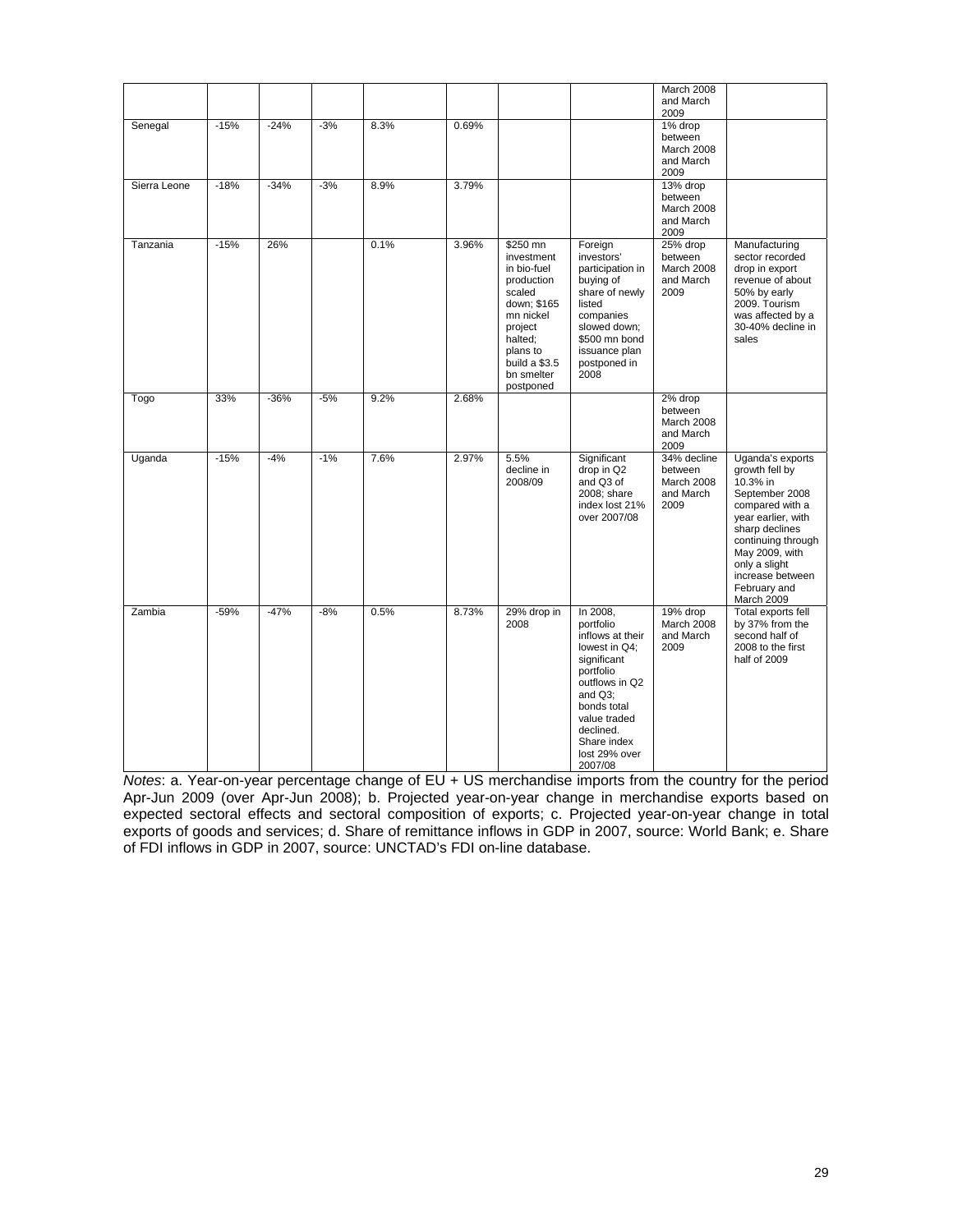| | | | | | | | | | |
|---|---|---|---|---|---|---|---|---|---|
| | | | | | | | | March 2008 and March 2009 | |
| Senegal | -15% | -24% | -3% | 8.3% | 0.69% | | | 1% drop between March 2008 and March 2009 | |
| Sierra Leone | -18% | -34% | -3% | 8.9% | 3.79% | | | 13% drop between March 2008 and March 2009 | |
| Tanzania | -15% | 26% | | 0.1% | 3.96% | $250 mn investment in bio-fuel production scaled down; $165 mn nickel project halted; plans to build a $3.5 bn smelter postponed | Foreign investors' participation in buying of share of newly listed companies slowed down; $500 mn bond issuance plan postponed in 2008 | 25% drop between March 2008 and March 2009 | Manufacturing sector recorded drop in export revenue of about 50% by early 2009. Tourism was affected by a 30-40% decline in sales |
| Togo | 33% | -36% | -5% | 9.2% | 2.68% | | | 2% drop between March 2008 and March 2009 | |
| Uganda | -15% | -4% | -1% | 7.6% | 2.97% | 5.5% decline in 2008/09 | Significant drop in Q2 and Q3 of 2008; share index lost 21% over 2007/08 | 34% decline between March 2008 and March 2009 | Uganda's exports growth fell by 10.3% in September 2008 compared with a year earlier, with sharp declines continuing through May 2009, with only a slight increase between February and March 2009 |
| Zambia | -59% | -47% | -8% | 0.5% | 8.73% | 29% drop in 2008 | In 2008, portfolio inflows at their lowest in Q4; significant portfolio outflows in Q2 and Q3; bonds total value traded declined. Share index lost 29% over 2007/08 | 19% drop March 2008 and March 2009 | Total exports fell by 37% from the second half of 2008 to the first half of 2009 |

*Notes*: a. Year-on-year percentage change of EU + US merchandise imports from the country for the period Apr-Jun 2009 (over Apr-Jun 2008); b. Projected year-on-year change in merchandise exports based on expected sectoral effects and sectoral composition of exports; c. Projected year-on-year change in total exports of goods and services; d. Share of remittance inflows in GDP in 2007, source: World Bank; e. Share of FDI inflows in GDP in 2007, source: UNCTAD's FDI on-line database.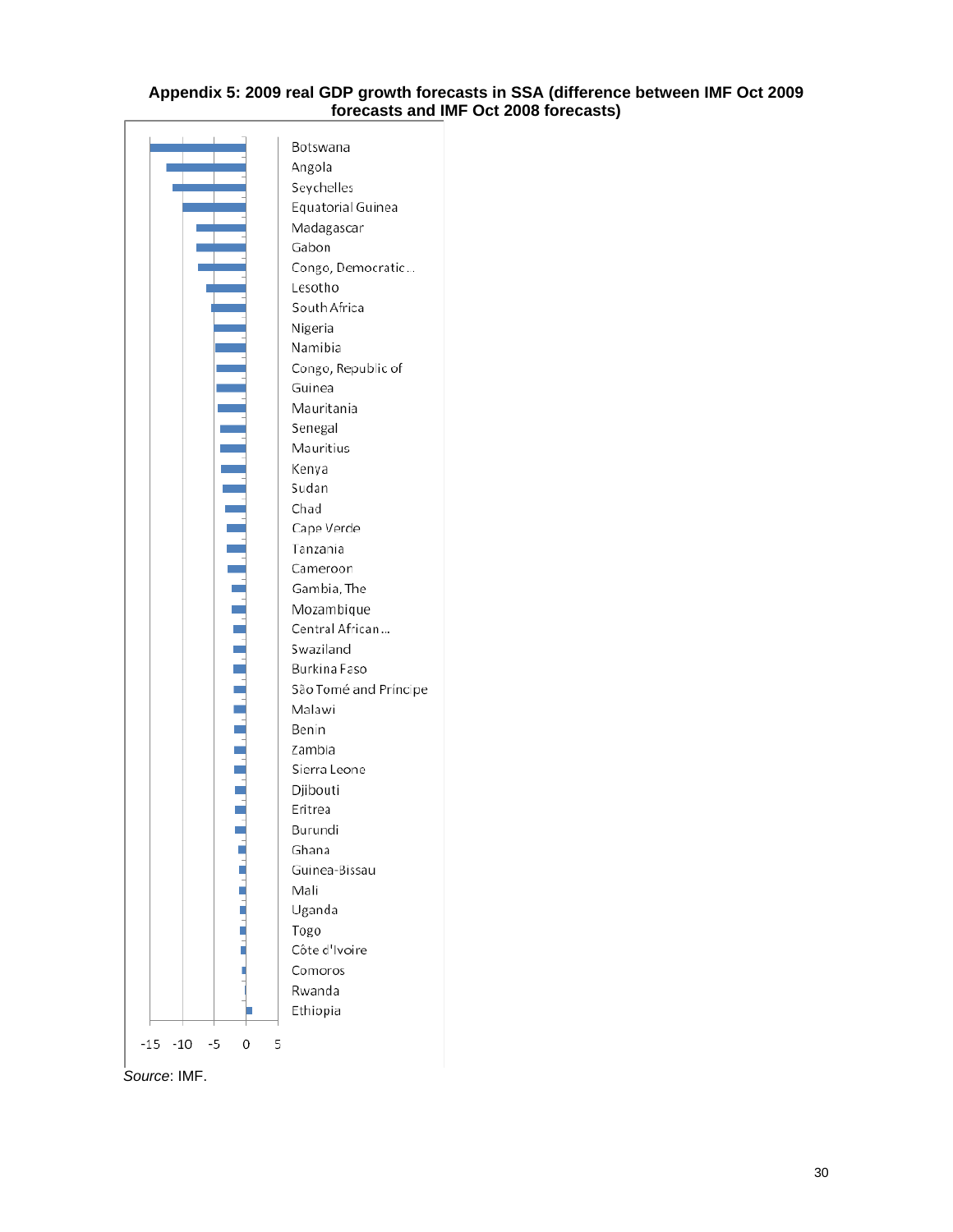**Appendix 5: 2009 real GDP growth forecasts in SSA (difference between IMF Oct 2009 forecasts and IMF Oct 2008 forecasts)**

*Source*: IMF.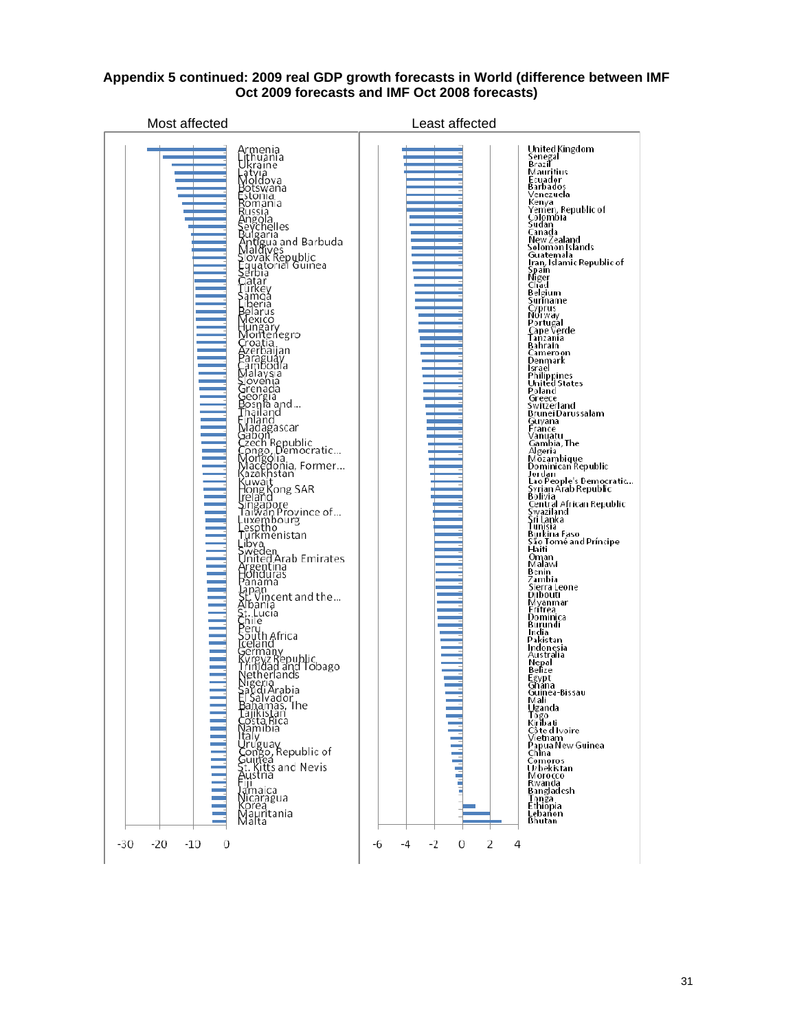**Appendix 5 continued: 2009 real GDP growth forecasts in World (difference between IMF Oct 2009 forecasts and IMF Oct 2008 forecasts)**

**Most affected**

Armenia
Lithuania
Ukraine
Latvia
Moldova
Botswana
Estonia
Romania
Russia
Angola
Seychelles
Bulgaria
Antigua and Barbuda
Maldives
Slovak Republic
Equatorial Guinea
Serbia
Qatar
Turkey
Samoa
Liberia
Belarus
Mexico
Hungary
Montenegro
Croatia
Azerbaijan
Paraguay
Cambodia
Malaysia
Slovenia
Grenada
Georgia
Bosnia and...
Thailand
Finland
Madagascar
Gabon
Czech Republic
Congo, Democratic...
Mongolia
Macedonia, Former...
Kazakhstan
Kuwait
Hong Kong SAR
Ireland
Singapore
Taiwan Province of...
Luxembourg
Lesotho
Turkmenistan
Libya
Sweden
United Arab Emirates
Argentina
Honduras
Panama
Japan
St. Vincent and the...
Albania
St. Lucia
Chile
Peru
South Africa
Iceland
Germany
Kyrgyz Republic
Trinidad and Tobago
Netherlands
Nigeria
Saudi Arabia
El Salvador
Bahamas, The
Tajikistan
Costa Rica
Namibia
Italy
Uruguay
Congo, Republic of
Guinea
St. Kitts and Nevis
Austria
Fiji
Jamaica
Nicaragua
Korea
Mauritania
Malta

Axis: -30, -20, -10, 0

**Least affected**

United Kingdom
Senegal
Brazil
Mauritius
Ecuador
Barbados
Venezuela
Kenya
Yemen, Republic of
Colombia
Sudan
Canada
New Zealand
Solomon Islands
Guatemala
Iran, Islamic Republic of
Spain
Niger
Chad
Belgium
Suriname
Cyprus
Norway
Portugal
Cape Verde
Tanzania
Bahrain
Cameroon
Denmark
Israel
Philippines
United States
Poland
Greece
Switzerland
Brunei Darussalam
Guyana
France
Vanuatu
Gambia, The
Algeria
Mozambique
Dominican Republic
Jordan
Lao People's Democratic...
Syrian Arab Republic
Bolivia
Central African Republic
Swaziland
Sri Lanka
Tunisia
Burkina Faso
São Tomé and Príncipe
Haiti
Oman
Malawi
Benin
Zambia
Sierra Leone
Djibouti
Myanmar
Eritrea
Dominica
Burundi
India
Pakistan
Indonesia
Australia
Nepal
Belize
Egypt
Ghana
Guinea-Bissau
Mali
Uganda
Togo
Kiribati
Côte d'Ivoire
Vietnam
Papua New Guinea
China
Comoros
Uzbekistan
Morocco
Rwanda
Bangladesh
Tonga
Ethiopia
Lebanon
Bhutan

Axis: -6, -4, -2, 0, 2, 4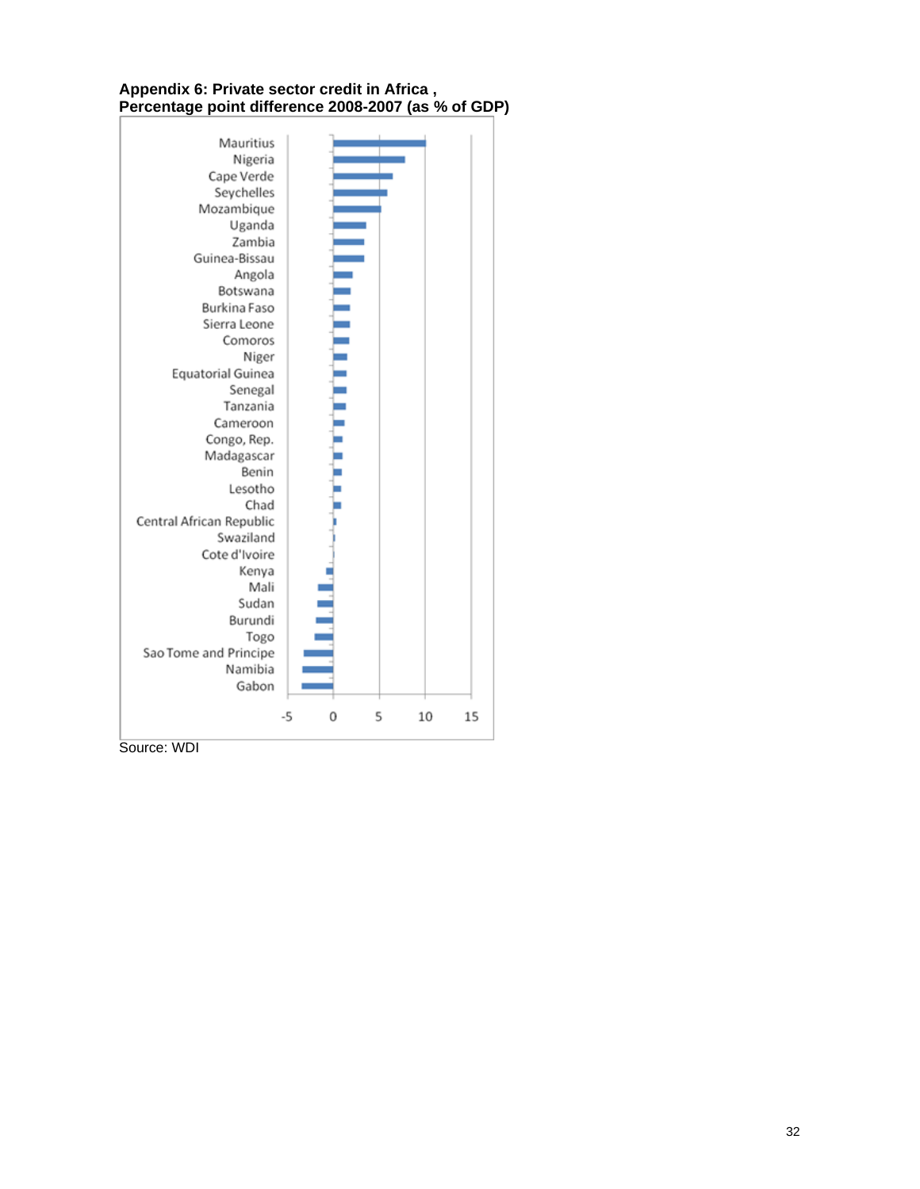**Appendix 6: Private sector credit in Africa , Percentage point difference 2008-2007 (as % of GDP)**

Mauritius
Nigeria
Cape Verde
Seychelles
Mozambique
Uganda
Zambia
Guinea-Bissau
Angola
Botswana
Burkina Faso
Sierra Leone
Comoros
Niger
Equatorial Guinea
Senegal
Tanzania
Cameroon
Congo, Rep.
Madagascar
Benin
Lesotho
Chad
Central African Republic
Swaziland
Cote d'Ivoire
Kenya
Mali
Sudan
Burundi
Togo
Sao Tome and Principe
Namibia
Gabon

-5 0 5 10 15

Source: WDI